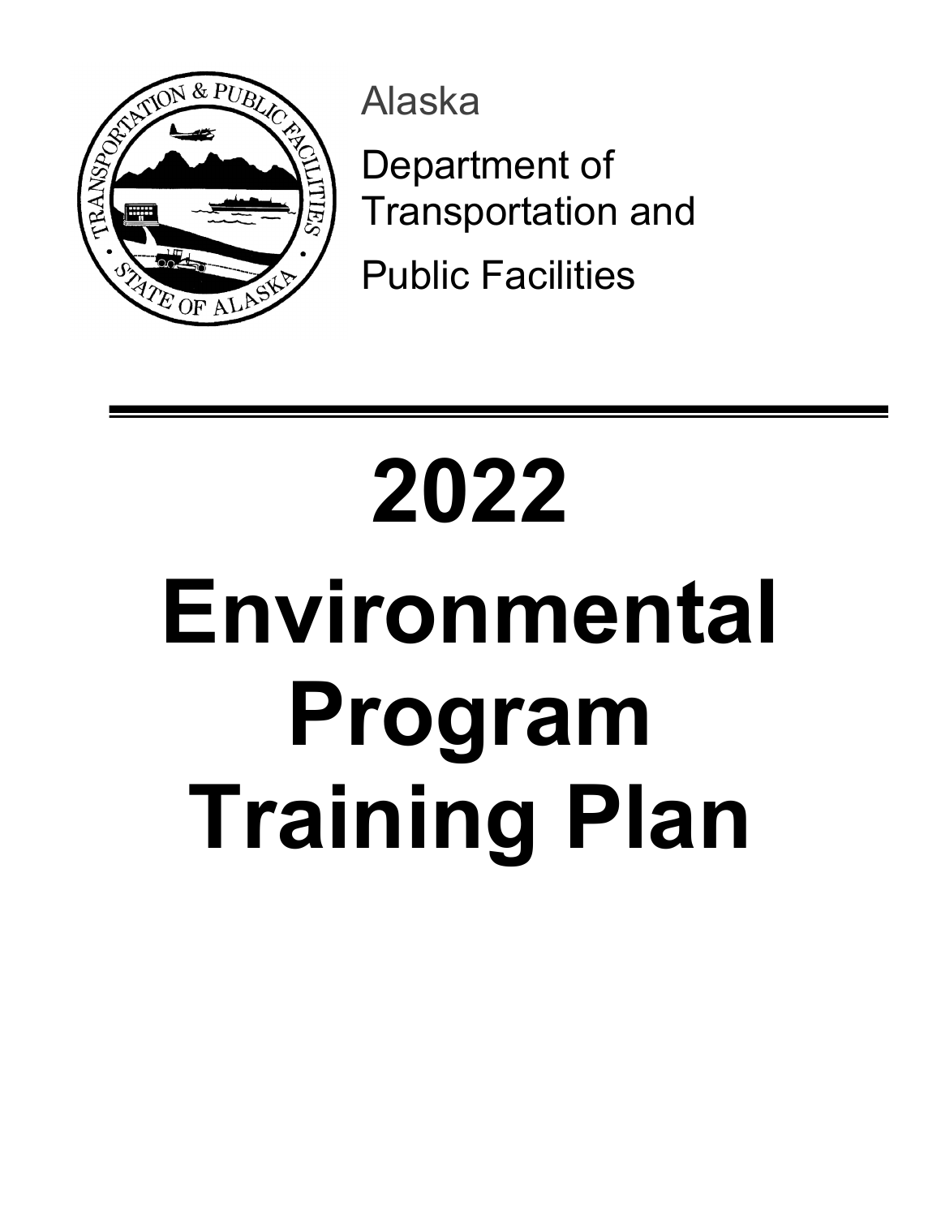Alaska

Department of Transportation and Public Facilities

---

# 2022 Environmental Program Training Plan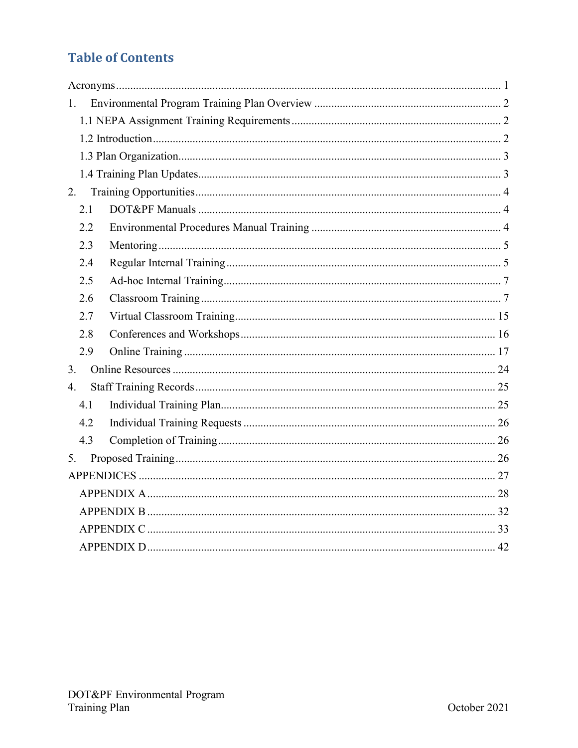# Table of Contents

Acronyms ..................................................................................................................... 1

1. Environmental Program Training Plan Overview ................................................ 2
   - 1.1 NEPA Assignment Training Requirements ...................................................... 2
   - 1.2 Introduction ........................................................................................................ 2
   - 1.3 Plan Organization ............................................................................................... 3
   - 1.4 Training Plan Updates ........................................................................................ 3
2. Training Opportunities .......................................................................................... 4
   - 2.1 DOT&PF Manuals ............................................................................................... 4
   - 2.2 Environmental Procedures Manual Training ..................................................... 4
   - 2.3 Mentoring ............................................................................................................ 5
   - 2.4 Regular Internal Training .................................................................................... 5
   - 2.5 Ad-hoc Internal Training ..................................................................................... 7
   - 2.6 Classroom Training ............................................................................................. 7
   - 2.7 Virtual Classroom Training ................................................................................ 15
   - 2.8 Conferences and Workshops ............................................................................. 16
   - 2.9 Online Training ................................................................................................. 17
3. Online Resources .................................................................................................. 24
4. Staff Training Records .......................................................................................... 25
   - 4.1 Individual Training Plan .................................................................................... 25
   - 4.2 Individual Training Requests ............................................................................ 26
   - 4.3 Completion of Training ..................................................................................... 26
5. Proposed Training ................................................................................................. 26

APPENDICES ............................................................................................................... 27
- APPENDIX A ............................................................................................................ 28
- APPENDIX B ............................................................................................................ 32
- APPENDIX C ............................................................................................................ 33
- APPENDIX D ............................................................................................................ 42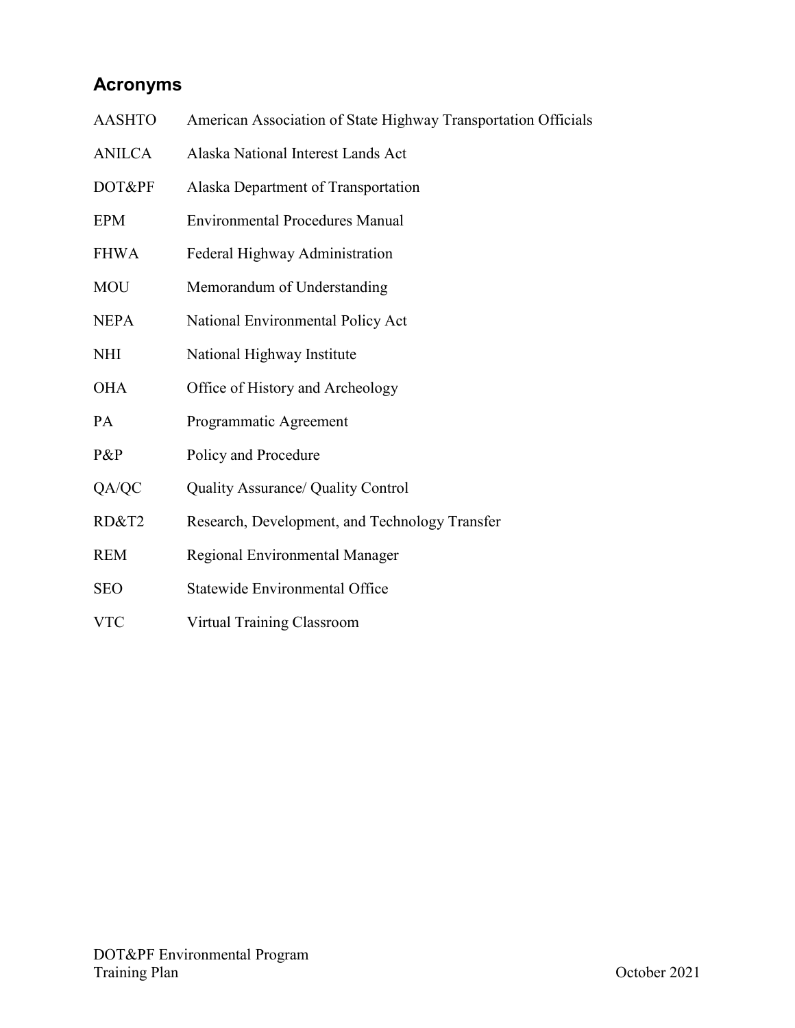## Acronyms

| | |
|---|---|
| AASHTO | American Association of State Highway Transportation Officials |
| ANILCA | Alaska National Interest Lands Act |
| DOT&PF | Alaska Department of Transportation |
| EPM | Environmental Procedures Manual |
| FHWA | Federal Highway Administration |
| MOU | Memorandum of Understanding |
| NEPA | National Environmental Policy Act |
| NHI | National Highway Institute |
| OHA | Office of History and Archeology |
| PA | Programmatic Agreement |
| P&P | Policy and Procedure |
| QA/QC | Quality Assurance/ Quality Control |
| RD&T2 | Research, Development, and Technology Transfer |
| REM | Regional Environmental Manager |
| SEO | Statewide Environmental Office |
| VTC | Virtual Training Classroom |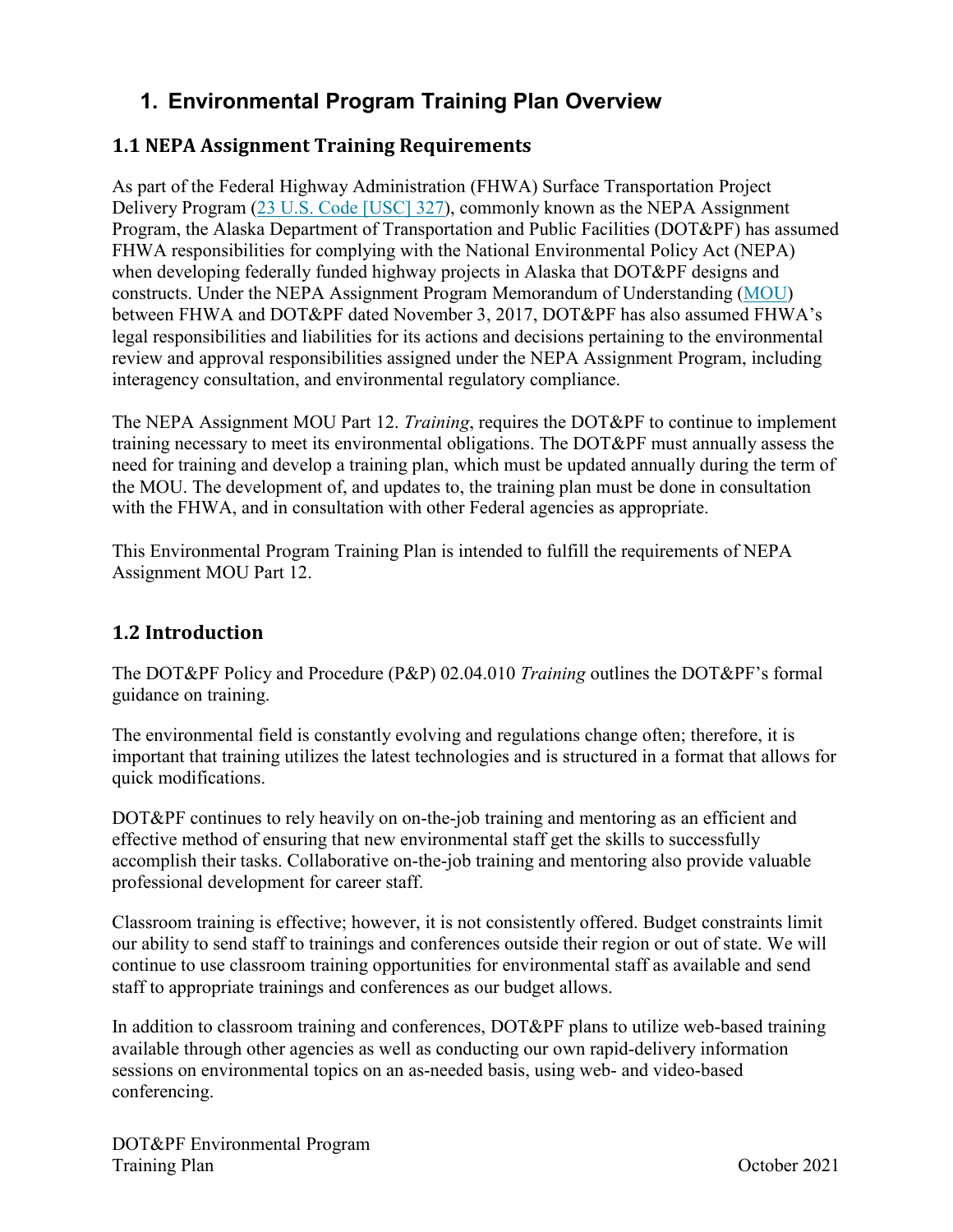# 1. Environmental Program Training Plan Overview

## 1.1 NEPA Assignment Training Requirements

As part of the Federal Highway Administration (FHWA) Surface Transportation Project Delivery Program ([23 U.S. Code [USC] 327]), commonly known as the NEPA Assignment Program, the Alaska Department of Transportation and Public Facilities (DOT&PF) has assumed FHWA responsibilities for complying with the National Environmental Policy Act (NEPA) when developing federally funded highway projects in Alaska that DOT&PF designs and constructs. Under the NEPA Assignment Program Memorandum of Understanding ([MOU]) between FHWA and DOT&PF dated November 3, 2017, DOT&PF has also assumed FHWA's legal responsibilities and liabilities for its actions and decisions pertaining to the environmental review and approval responsibilities assigned under the NEPA Assignment Program, including interagency consultation, and environmental regulatory compliance.

The NEPA Assignment MOU Part 12. *Training*, requires the DOT&PF to continue to implement training necessary to meet its environmental obligations. The DOT&PF must annually assess the need for training and develop a training plan, which must be updated annually during the term of the MOU. The development of, and updates to, the training plan must be done in consultation with the FHWA, and in consultation with other Federal agencies as appropriate.

This Environmental Program Training Plan is intended to fulfill the requirements of NEPA Assignment MOU Part 12.

## 1.2 Introduction

The DOT&PF Policy and Procedure (P&P) 02.04.010 *Training* outlines the DOT&PF's formal guidance on training.

The environmental field is constantly evolving and regulations change often; therefore, it is important that training utilizes the latest technologies and is structured in a format that allows for quick modifications.

DOT&PF continues to rely heavily on on-the-job training and mentoring as an efficient and effective method of ensuring that new environmental staff get the skills to successfully accomplish their tasks. Collaborative on-the-job training and mentoring also provide valuable professional development for career staff.

Classroom training is effective; however, it is not consistently offered. Budget constraints limit our ability to send staff to trainings and conferences outside their region or out of state. We will continue to use classroom training opportunities for environmental staff as available and send staff to appropriate trainings and conferences as our budget allows.

In addition to classroom training and conferences, DOT&PF plans to utilize web-based training available through other agencies as well as conducting our own rapid-delivery information sessions on environmental topics on an as-needed basis, using web- and video-based conferencing.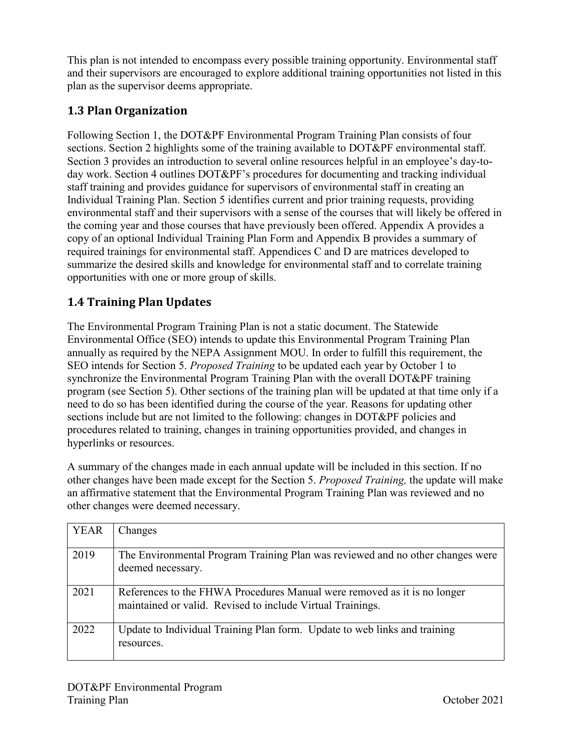This plan is not intended to encompass every possible training opportunity. Environmental staff and their supervisors are encouraged to explore additional training opportunities not listed in this plan as the supervisor deems appropriate.

## 1.3 Plan Organization

Following Section 1, the DOT&PF Environmental Program Training Plan consists of four sections. Section 2 highlights some of the training available to DOT&PF environmental staff. Section 3 provides an introduction to several online resources helpful in an employee's day-to-day work. Section 4 outlines DOT&PF's procedures for documenting and tracking individual staff training and provides guidance for supervisors of environmental staff in creating an Individual Training Plan. Section 5 identifies current and prior training requests, providing environmental staff and their supervisors with a sense of the courses that will likely be offered in the coming year and those courses that have previously been offered. Appendix A provides a copy of an optional Individual Training Plan Form and Appendix B provides a summary of required trainings for environmental staff. Appendices C and D are matrices developed to summarize the desired skills and knowledge for environmental staff and to correlate training opportunities with one or more group of skills.

## 1.4 Training Plan Updates

The Environmental Program Training Plan is not a static document. The Statewide Environmental Office (SEO) intends to update this Environmental Program Training Plan annually as required by the NEPA Assignment MOU. In order to fulfill this requirement, the SEO intends for Section 5. *Proposed Training* to be updated each year by October 1 to synchronize the Environmental Program Training Plan with the overall DOT&PF training program (see Section 5). Other sections of the training plan will be updated at that time only if a need to do so has been identified during the course of the year. Reasons for updating other sections include but are not limited to the following: changes in DOT&PF policies and procedures related to training, changes in training opportunities provided, and changes in hyperlinks or resources.

A summary of the changes made in each annual update will be included in this section. If no other changes have been made except for the Section 5. *Proposed Training,* the update will make an affirmative statement that the Environmental Program Training Plan was reviewed and no other changes were deemed necessary.

| YEAR | Changes |
|---|---|
| 2019 | The Environmental Program Training Plan was reviewed and no other changes were deemed necessary. |
| 2021 | References to the FHWA Procedures Manual were removed as it is no longer maintained or valid. Revised to include Virtual Trainings. |
| 2022 | Update to Individual Training Plan form. Update to web links and training resources. |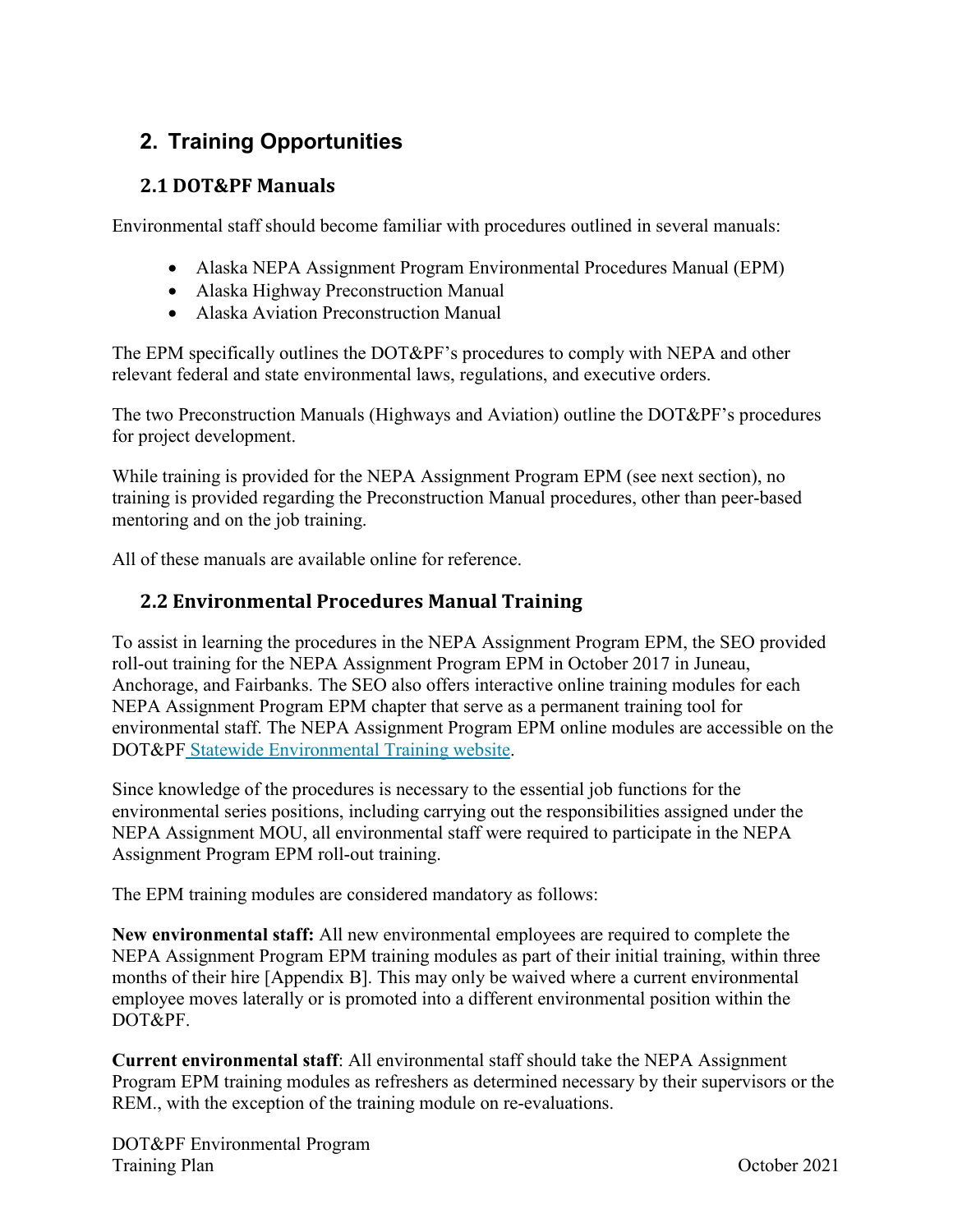## 2. Training Opportunities

### 2.1 DOT&PF Manuals

Environmental staff should become familiar with procedures outlined in several manuals:

- Alaska NEPA Assignment Program Environmental Procedures Manual (EPM)
- Alaska Highway Preconstruction Manual
- Alaska Aviation Preconstruction Manual

The EPM specifically outlines the DOT&PF's procedures to comply with NEPA and other relevant federal and state environmental laws, regulations, and executive orders.

The two Preconstruction Manuals (Highways and Aviation) outline the DOT&PF's procedures for project development.

While training is provided for the NEPA Assignment Program EPM (see next section), no training is provided regarding the Preconstruction Manual procedures, other than peer-based mentoring and on the job training.

All of these manuals are available online for reference.

### 2.2 Environmental Procedures Manual Training

To assist in learning the procedures in the NEPA Assignment Program EPM, the SEO provided roll-out training for the NEPA Assignment Program EPM in October 2017 in Juneau, Anchorage, and Fairbanks. The SEO also offers interactive online training modules for each NEPA Assignment Program EPM chapter that serve as a permanent training tool for environmental staff. The NEPA Assignment Program EPM online modules are accessible on the DOT&PF Statewide Environmental Training website.

Since knowledge of the procedures is necessary to the essential job functions for the environmental series positions, including carrying out the responsibilities assigned under the NEPA Assignment MOU, all environmental staff were required to participate in the NEPA Assignment Program EPM roll-out training.

The EPM training modules are considered mandatory as follows:

**New environmental staff:** All new environmental employees are required to complete the NEPA Assignment Program EPM training modules as part of their initial training, within three months of their hire [Appendix B]. This may only be waived where a current environmental employee moves laterally or is promoted into a different environmental position within the DOT&PF.

**Current environmental staff**: All environmental staff should take the NEPA Assignment Program EPM training modules as refreshers as determined necessary by their supervisors or the REM., with the exception of the training module on re-evaluations.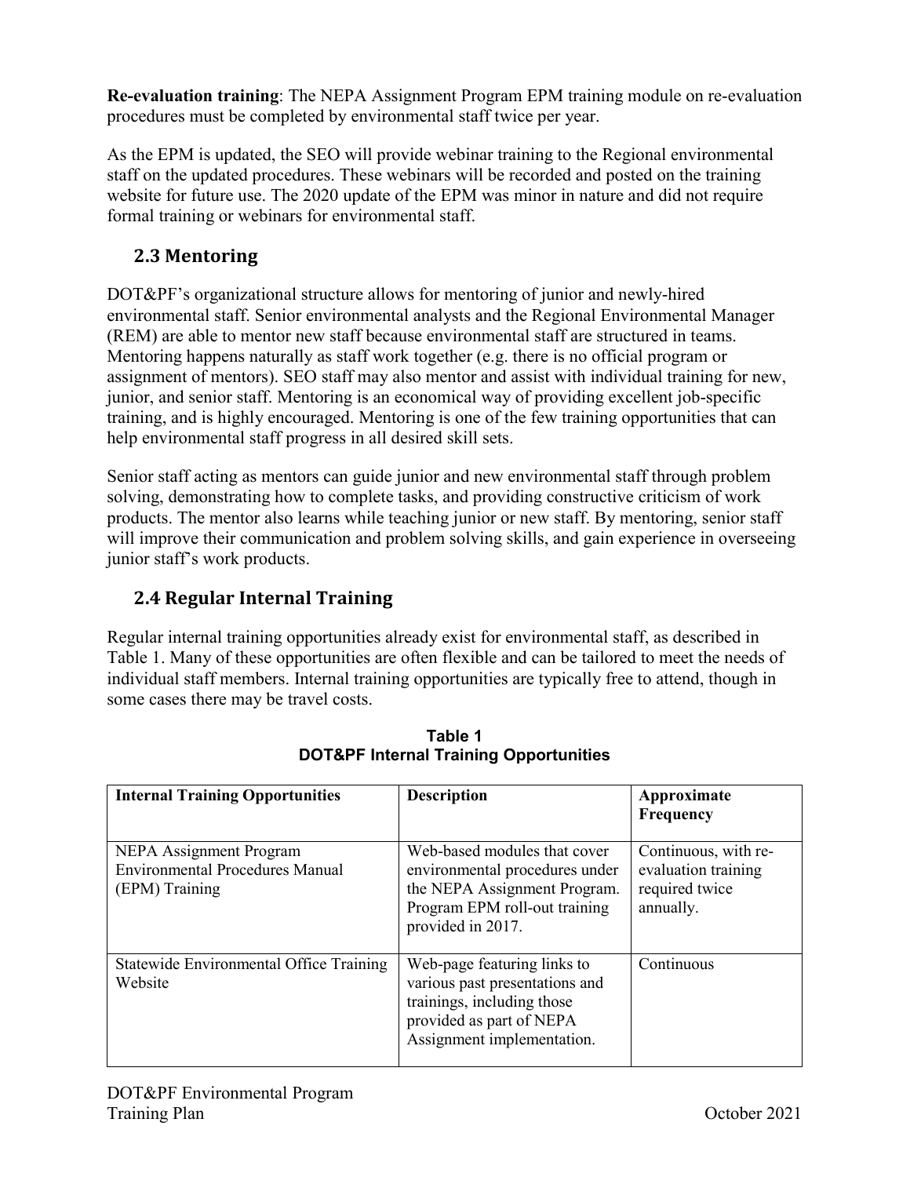**Re-evaluation training**: The NEPA Assignment Program EPM training module on re-evaluation procedures must be completed by environmental staff twice per year.

As the EPM is updated, the SEO will provide webinar training to the Regional environmental staff on the updated procedures. These webinars will be recorded and posted on the training website for future use. The 2020 update of the EPM was minor in nature and did not require formal training or webinars for environmental staff.

## 2.3 Mentoring

DOT&PF's organizational structure allows for mentoring of junior and newly-hired environmental staff. Senior environmental analysts and the Regional Environmental Manager (REM) are able to mentor new staff because environmental staff are structured in teams. Mentoring happens naturally as staff work together (e.g. there is no official program or assignment of mentors). SEO staff may also mentor and assist with individual training for new, junior, and senior staff. Mentoring is an economical way of providing excellent job-specific training, and is highly encouraged. Mentoring is one of the few training opportunities that can help environmental staff progress in all desired skill sets.

Senior staff acting as mentors can guide junior and new environmental staff through problem solving, demonstrating how to complete tasks, and providing constructive criticism of work products. The mentor also learns while teaching junior or new staff. By mentoring, senior staff will improve their communication and problem solving skills, and gain experience in overseeing junior staff's work products.

## 2.4 Regular Internal Training

Regular internal training opportunities already exist for environmental staff, as described in Table 1. Many of these opportunities are often flexible and can be tailored to meet the needs of individual staff members. Internal training opportunities are typically free to attend, though in some cases there may be travel costs.

**Table 1**
**DOT&PF Internal Training Opportunities**

| Internal Training Opportunities | Description | Approximate Frequency |
|---|---|---|
| NEPA Assignment Program Environmental Procedures Manual (EPM) Training | Web-based modules that cover environmental procedures under the NEPA Assignment Program. Program EPM roll-out training provided in 2017. | Continuous, with re-evaluation training required twice annually. |
| Statewide Environmental Office Training Website | Web-page featuring links to various past presentations and trainings, including those provided as part of NEPA Assignment implementation. | Continuous |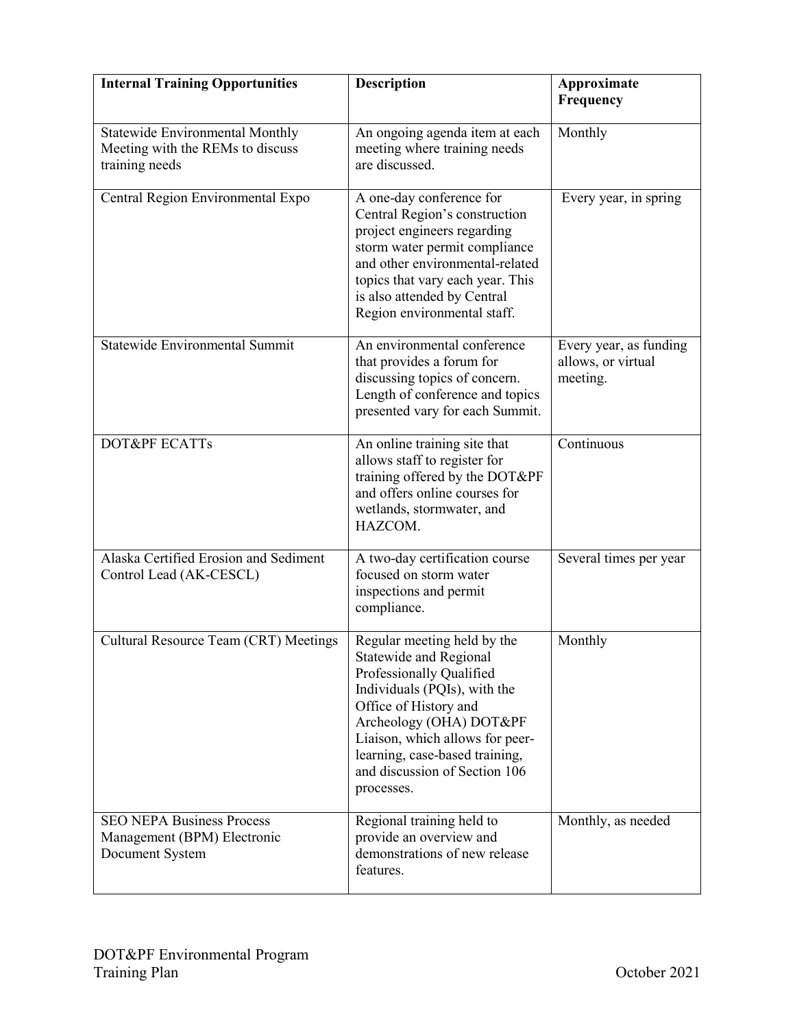| Internal Training Opportunities | Description | Approximate Frequency |
|---|---|---|
| Statewide Environmental Monthly Meeting with the REMs to discuss training needs | An ongoing agenda item at each meeting where training needs are discussed. | Monthly |
| Central Region Environmental Expo | A one-day conference for Central Region's construction project engineers regarding storm water permit compliance and other environmental-related topics that vary each year. This is also attended by Central Region environmental staff. | Every year, in spring |
| Statewide Environmental Summit | An environmental conference that provides a forum for discussing topics of concern. Length of conference and topics presented vary for each Summit. | Every year, as funding allows, or virtual meeting. |
| DOT&PF ECATTs | An online training site that allows staff to register for training offered by the DOT&PF and offers online courses for wetlands, stormwater, and HAZCOM. | Continuous |
| Alaska Certified Erosion and Sediment Control Lead (AK-CESCL) | A two-day certification course focused on storm water inspections and permit compliance. | Several times per year |
| Cultural Resource Team (CRT) Meetings | Regular meeting held by the Statewide and Regional Professionally Qualified Individuals (PQIs), with the Office of History and Archeology (OHA) DOT&PF Liaison, which allows for peer-learning, case-based training, and discussion of Section 106 processes. | Monthly |
| SEO NEPA Business Process Management (BPM) Electronic Document System | Regional training held to provide an overview and demonstrations of new release features. | Monthly, as needed |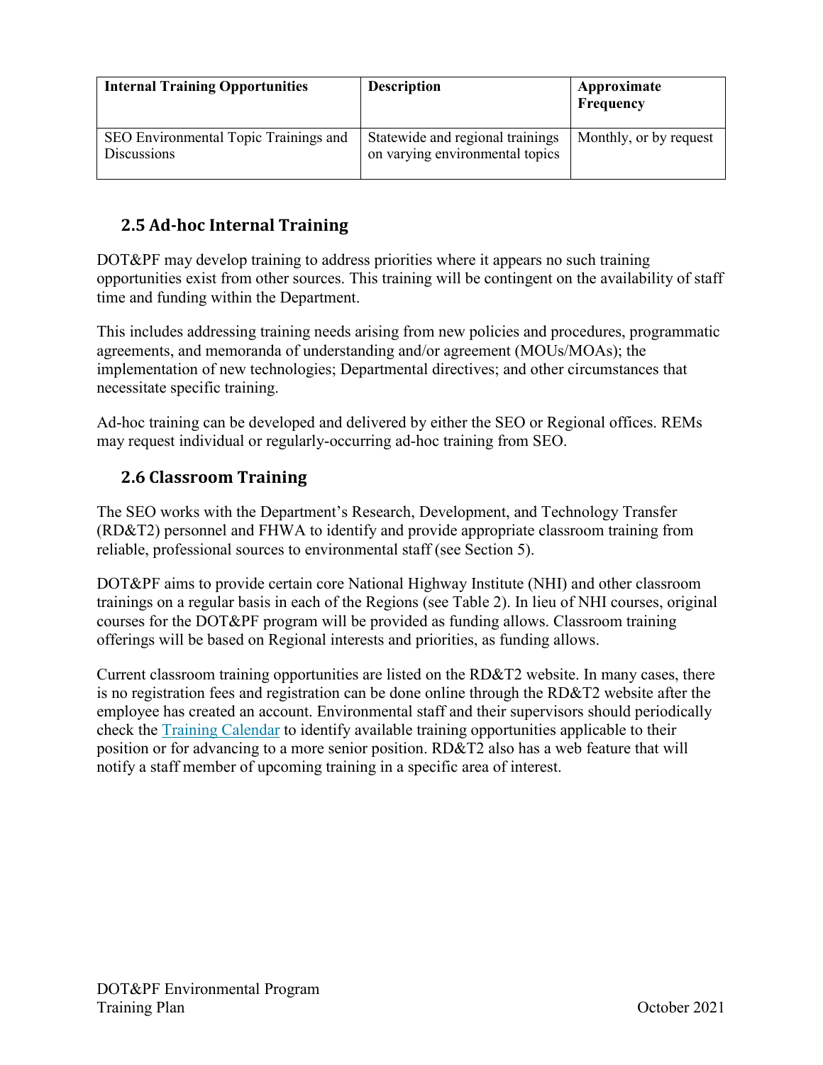| Internal Training Opportunities | Description | Approximate Frequency |
| --- | --- | --- |
| SEO Environmental Topic Trainings and Discussions | Statewide and regional trainings on varying environmental topics | Monthly, or by request |

## 2.5 Ad-hoc Internal Training

DOT&PF may develop training to address priorities where it appears no such training opportunities exist from other sources. This training will be contingent on the availability of staff time and funding within the Department.

This includes addressing training needs arising from new policies and procedures, programmatic agreements, and memoranda of understanding and/or agreement (MOUs/MOAs); the implementation of new technologies; Departmental directives; and other circumstances that necessitate specific training.

Ad-hoc training can be developed and delivered by either the SEO or Regional offices. REMs may request individual or regularly-occurring ad-hoc training from SEO.

## 2.6 Classroom Training

The SEO works with the Department's Research, Development, and Technology Transfer (RD&T2) personnel and FHWA to identify and provide appropriate classroom training from reliable, professional sources to environmental staff (see Section 5).

DOT&PF aims to provide certain core National Highway Institute (NHI) and other classroom trainings on a regular basis in each of the Regions (see Table 2). In lieu of NHI courses, original courses for the DOT&PF program will be provided as funding allows. Classroom training offerings will be based on Regional interests and priorities, as funding allows.

Current classroom training opportunities are listed on the RD&T2 website. In many cases, there is no registration fees and registration can be done online through the RD&T2 website after the employee has created an account. Environmental staff and their supervisors should periodically check the Training Calendar to identify available training opportunities applicable to their position or for advancing to a more senior position. RD&T2 also has a web feature that will notify a staff member of upcoming training in a specific area of interest.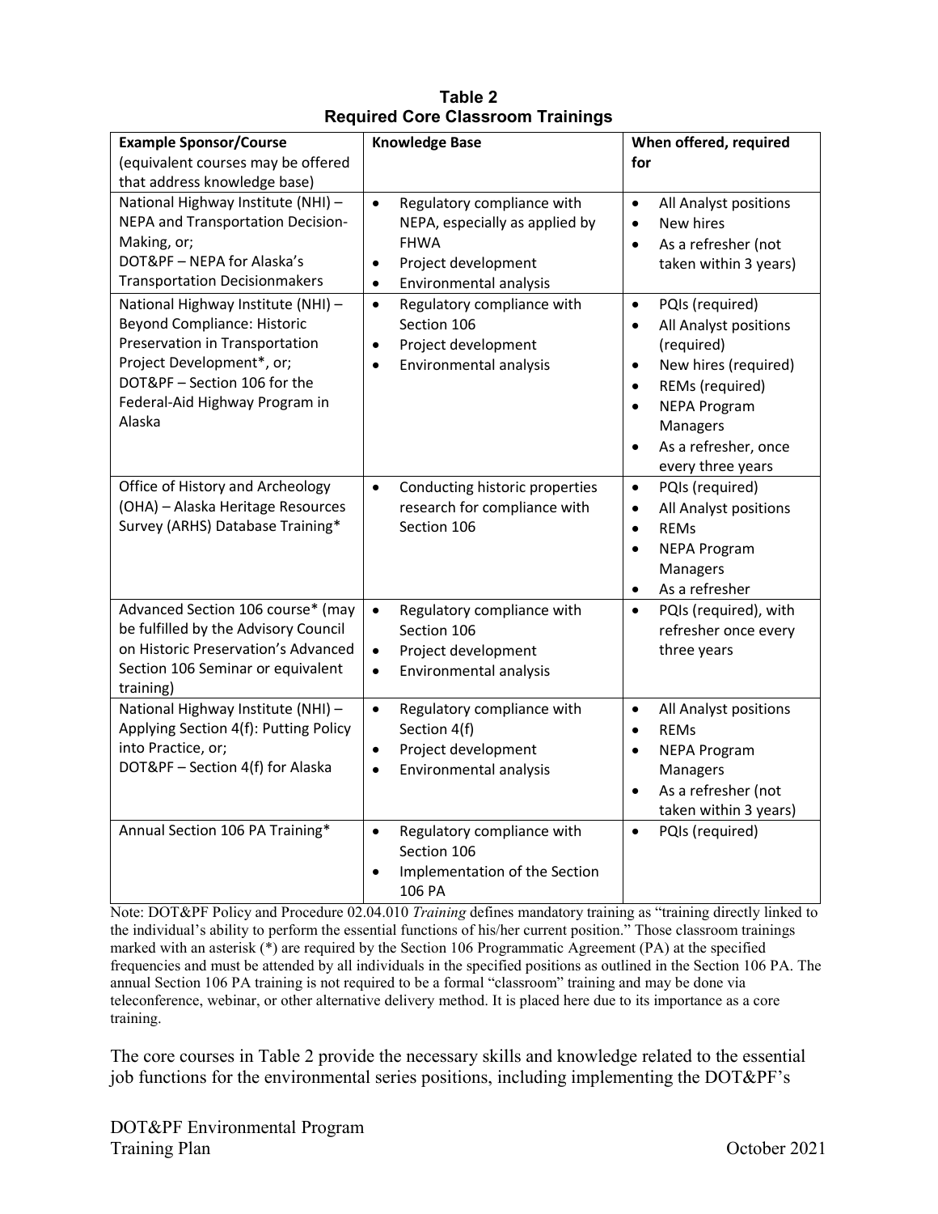**Table 2**
**Required Core Classroom Trainings**

| **Example Sponsor/Course** (equivalent courses may be offered that address knowledge base) | **Knowledge Base** | **When offered, required for** |
|---|---|---|
| National Highway Institute (NHI) – NEPA and Transportation Decision-Making, or;<br>DOT&PF – NEPA for Alaska's Transportation Decisionmakers | • Regulatory compliance with NEPA, especially as applied by FHWA<br>• Project development<br>• Environmental analysis | • All Analyst positions<br>• New hires<br>• As a refresher (not taken within 3 years) |
| National Highway Institute (NHI) – Beyond Compliance: Historic Preservation in Transportation Project Development*, or;<br>DOT&PF – Section 106 for the Federal-Aid Highway Program in Alaska | • Regulatory compliance with Section 106<br>• Project development<br>• Environmental analysis | • PQIs (required)<br>• All Analyst positions (required)<br>• New hires (required)<br>• REMs (required)<br>• NEPA Program Managers<br>• As a refresher, once every three years |
| Office of History and Archeology (OHA) – Alaska Heritage Resources Survey (ARHS) Database Training* | • Conducting historic properties research for compliance with Section 106 | • PQIs (required)<br>• All Analyst positions<br>• REMs<br>• NEPA Program Managers<br>• As a refresher |
| Advanced Section 106 course* (may be fulfilled by the Advisory Council on Historic Preservation's Advanced Section 106 Seminar or equivalent training) | • Regulatory compliance with Section 106<br>• Project development<br>• Environmental analysis | • PQIs (required), with refresher once every three years |
| National Highway Institute (NHI) – Applying Section 4(f): Putting Policy into Practice, or;<br>DOT&PF – Section 4(f) for Alaska | • Regulatory compliance with Section 4(f)<br>• Project development<br>• Environmental analysis | • All Analyst positions<br>• REMs<br>• NEPA Program Managers<br>• As a refresher (not taken within 3 years) |
| Annual Section 106 PA Training* | • Regulatory compliance with Section 106<br>• Implementation of the Section 106 PA | • PQIs (required) |

Note: DOT&PF Policy and Procedure 02.04.010 *Training* defines mandatory training as "training directly linked to the individual's ability to perform the essential functions of his/her current position." Those classroom trainings marked with an asterisk (*) are required by the Section 106 Programmatic Agreement (PA) at the specified frequencies and must be attended by all individuals in the specified positions as outlined in the Section 106 PA. The annual Section 106 PA training is not required to be a formal "classroom" training and may be done via teleconference, webinar, or other alternative delivery method. It is placed here due to its importance as a core training.

The core courses in Table 2 provide the necessary skills and knowledge related to the essential job functions for the environmental series positions, including implementing the DOT&PF's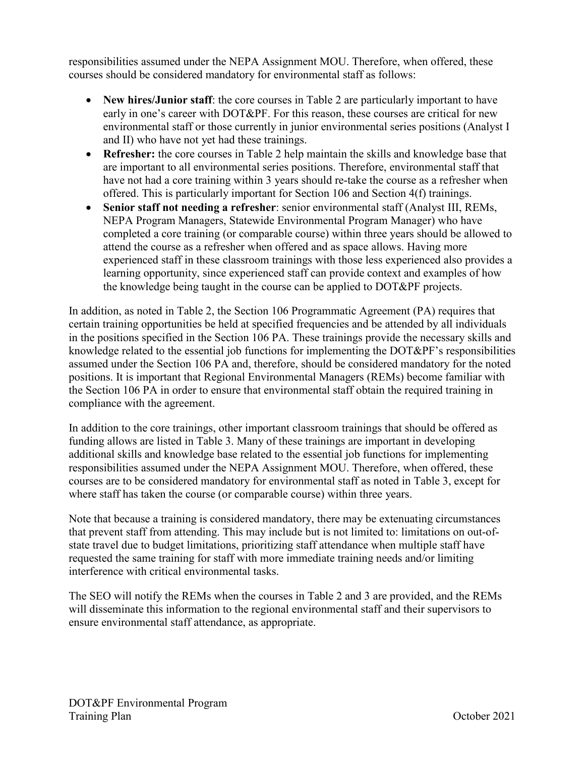responsibilities assumed under the NEPA Assignment MOU. Therefore, when offered, these courses should be considered mandatory for environmental staff as follows:

- **New hires/Junior staff**: the core courses in Table 2 are particularly important to have early in one's career with DOT&PF. For this reason, these courses are critical for new environmental staff or those currently in junior environmental series positions (Analyst I and II) who have not yet had these trainings.
- **Refresher:** the core courses in Table 2 help maintain the skills and knowledge base that are important to all environmental series positions. Therefore, environmental staff that have not had a core training within 3 years should re-take the course as a refresher when offered. This is particularly important for Section 106 and Section 4(f) trainings.
- **Senior staff not needing a refresher**: senior environmental staff (Analyst III, REMs, NEPA Program Managers, Statewide Environmental Program Manager) who have completed a core training (or comparable course) within three years should be allowed to attend the course as a refresher when offered and as space allows. Having more experienced staff in these classroom trainings with those less experienced also provides a learning opportunity, since experienced staff can provide context and examples of how the knowledge being taught in the course can be applied to DOT&PF projects.

In addition, as noted in Table 2, the Section 106 Programmatic Agreement (PA) requires that certain training opportunities be held at specified frequencies and be attended by all individuals in the positions specified in the Section 106 PA. These trainings provide the necessary skills and knowledge related to the essential job functions for implementing the DOT&PF's responsibilities assumed under the Section 106 PA and, therefore, should be considered mandatory for the noted positions. It is important that Regional Environmental Managers (REMs) become familiar with the Section 106 PA in order to ensure that environmental staff obtain the required training in compliance with the agreement.

In addition to the core trainings, other important classroom trainings that should be offered as funding allows are listed in Table 3. Many of these trainings are important in developing additional skills and knowledge base related to the essential job functions for implementing responsibilities assumed under the NEPA Assignment MOU. Therefore, when offered, these courses are to be considered mandatory for environmental staff as noted in Table 3, except for where staff has taken the course (or comparable course) within three years.

Note that because a training is considered mandatory, there may be extenuating circumstances that prevent staff from attending. This may include but is not limited to: limitations on out-of-state travel due to budget limitations, prioritizing staff attendance when multiple staff have requested the same training for staff with more immediate training needs and/or limiting interference with critical environmental tasks.

The SEO will notify the REMs when the courses in Table 2 and 3 are provided, and the REMs will disseminate this information to the regional environmental staff and their supervisors to ensure environmental staff attendance, as appropriate.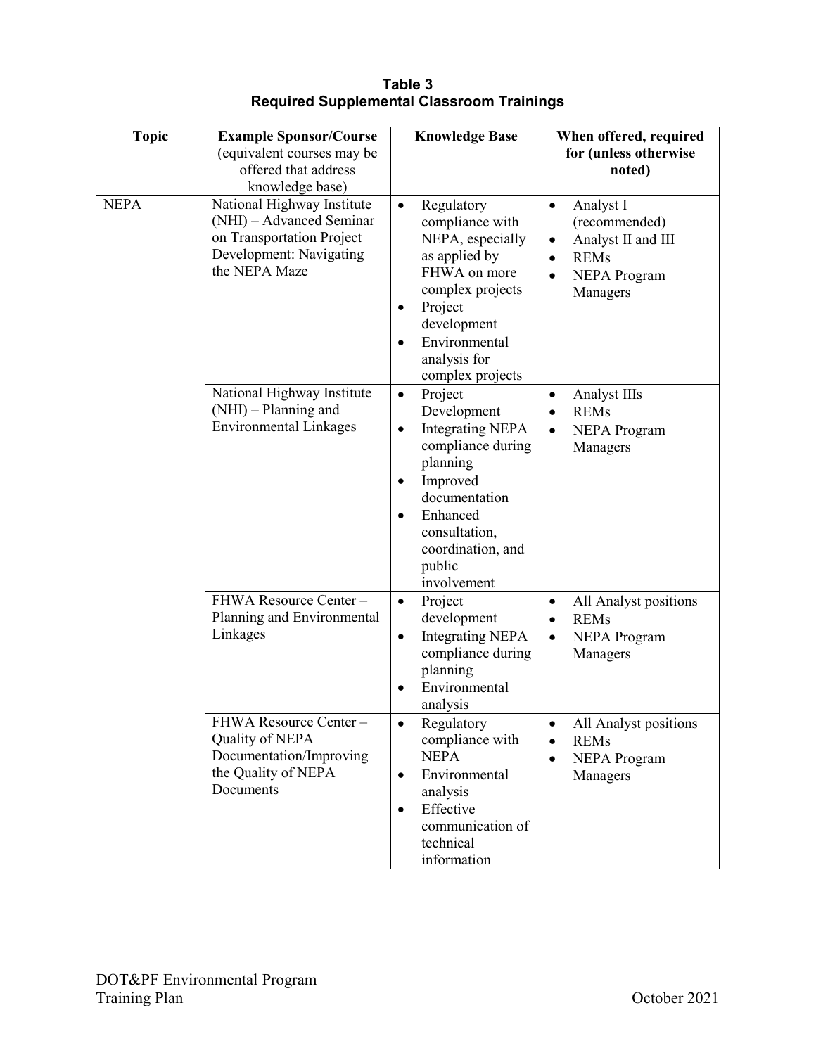**Table 3**
**Required Supplemental Classroom Trainings**

| Topic | Example Sponsor/Course (equivalent courses may be offered that address knowledge base) | Knowledge Base | When offered, required for (unless otherwise noted) |
|---|---|---|---|
| NEPA | National Highway Institute (NHI) – Advanced Seminar on Transportation Project Development: Navigating the NEPA Maze | • Regulatory compliance with NEPA, especially as applied by FHWA on more complex projects<br>• Project development<br>• Environmental analysis for complex projects | • Analyst I (recommended)<br>• Analyst II and III<br>• REMs<br>• NEPA Program Managers |
| | National Highway Institute (NHI) – Planning and Environmental Linkages | • Project Development<br>• Integrating NEPA compliance during planning<br>• Improved documentation<br>• Enhanced consultation, coordination, and public involvement | • Analyst IIIs<br>• REMs<br>• NEPA Program Managers |
| | FHWA Resource Center – Planning and Environmental Linkages | • Project development<br>• Integrating NEPA compliance during planning<br>• Environmental analysis | • All Analyst positions<br>• REMs<br>• NEPA Program Managers |
| | FHWA Resource Center – Quality of NEPA Documentation/Improving the Quality of NEPA Documents | • Regulatory compliance with NEPA<br>• Environmental analysis<br>• Effective communication of technical information | • All Analyst positions<br>• REMs<br>• NEPA Program Managers |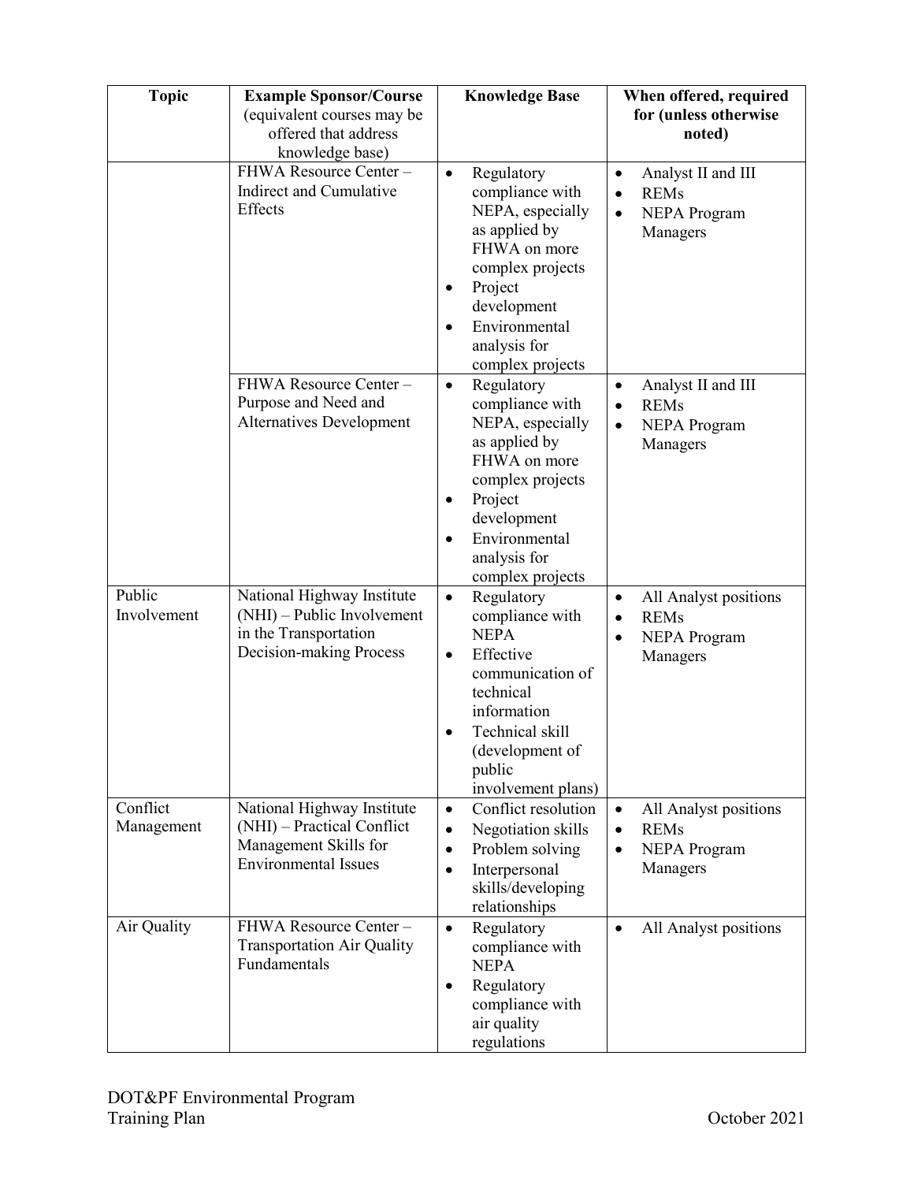| Topic | Example Sponsor/Course (equivalent courses may be offered that address knowledge base) | Knowledge Base | When offered, required for (unless otherwise noted) |
|---|---|---|---|
| | FHWA Resource Center – Indirect and Cumulative Effects | • Regulatory compliance with NEPA, especially as applied by FHWA on more complex projects<br>• Project development<br>• Environmental analysis for complex projects | • Analyst II and III<br>• REMs<br>• NEPA Program Managers |
| | FHWA Resource Center – Purpose and Need and Alternatives Development | • Regulatory compliance with NEPA, especially as applied by FHWA on more complex projects<br>• Project development<br>• Environmental analysis for complex projects | • Analyst II and III<br>• REMs<br>• NEPA Program Managers |
| Public Involvement | National Highway Institute (NHI) – Public Involvement in the Transportation Decision-making Process | • Regulatory compliance with NEPA<br>• Effective communication of technical information<br>• Technical skill (development of public involvement plans) | • All Analyst positions<br>• REMs<br>• NEPA Program Managers |
| Conflict Management | National Highway Institute (NHI) – Practical Conflict Management Skills for Environmental Issues | • Conflict resolution<br>• Negotiation skills<br>• Problem solving<br>• Interpersonal skills/developing relationships | • All Analyst positions<br>• REMs<br>• NEPA Program Managers |
| Air Quality | FHWA Resource Center – Transportation Air Quality Fundamentals | • Regulatory compliance with NEPA<br>• Regulatory compliance with air quality regulations | • All Analyst positions |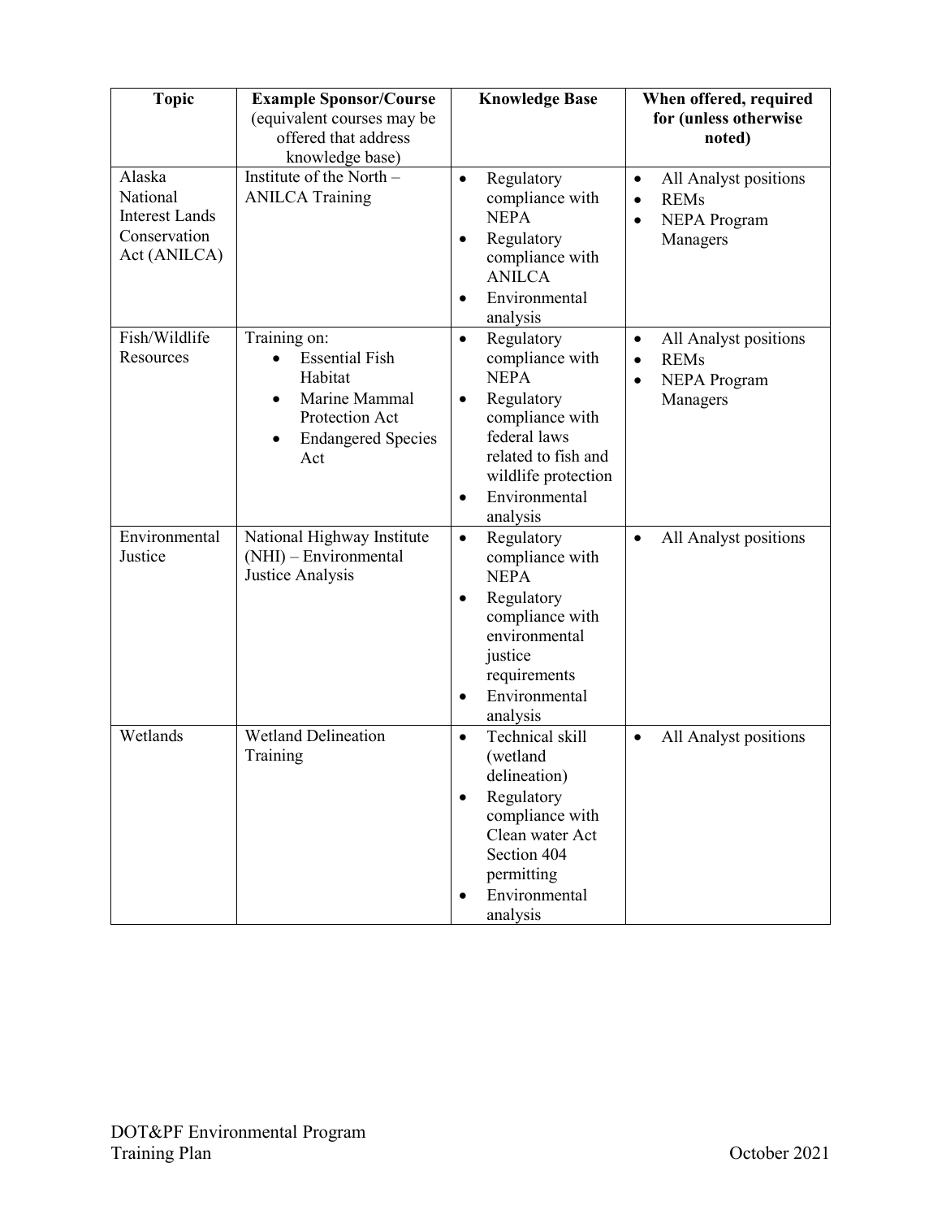| Topic | Example Sponsor/Course (equivalent courses may be offered that address knowledge base) | Knowledge Base | When offered, required for (unless otherwise noted) |
| --- | --- | --- | --- |
| Alaska National Interest Lands Conservation Act (ANILCA) | Institute of the North – ANILCA Training | • Regulatory compliance with NEPA<br>• Regulatory compliance with ANILCA<br>• Environmental analysis | • All Analyst positions<br>• REMs<br>• NEPA Program Managers |
| Fish/Wildlife Resources | Training on:<br>• Essential Fish Habitat<br>• Marine Mammal Protection Act<br>• Endangered Species Act | • Regulatory compliance with NEPA<br>• Regulatory compliance with federal laws related to fish and wildlife protection<br>• Environmental analysis | • All Analyst positions<br>• REMs<br>• NEPA Program Managers |
| Environmental Justice | National Highway Institute (NHI) – Environmental Justice Analysis | • Regulatory compliance with NEPA<br>• Regulatory compliance with environmental justice requirements<br>• Environmental analysis | • All Analyst positions |
| Wetlands | Wetland Delineation Training | • Technical skill (wetland delineation)<br>• Regulatory compliance with Clean water Act Section 404 permitting<br>• Environmental analysis | • All Analyst positions |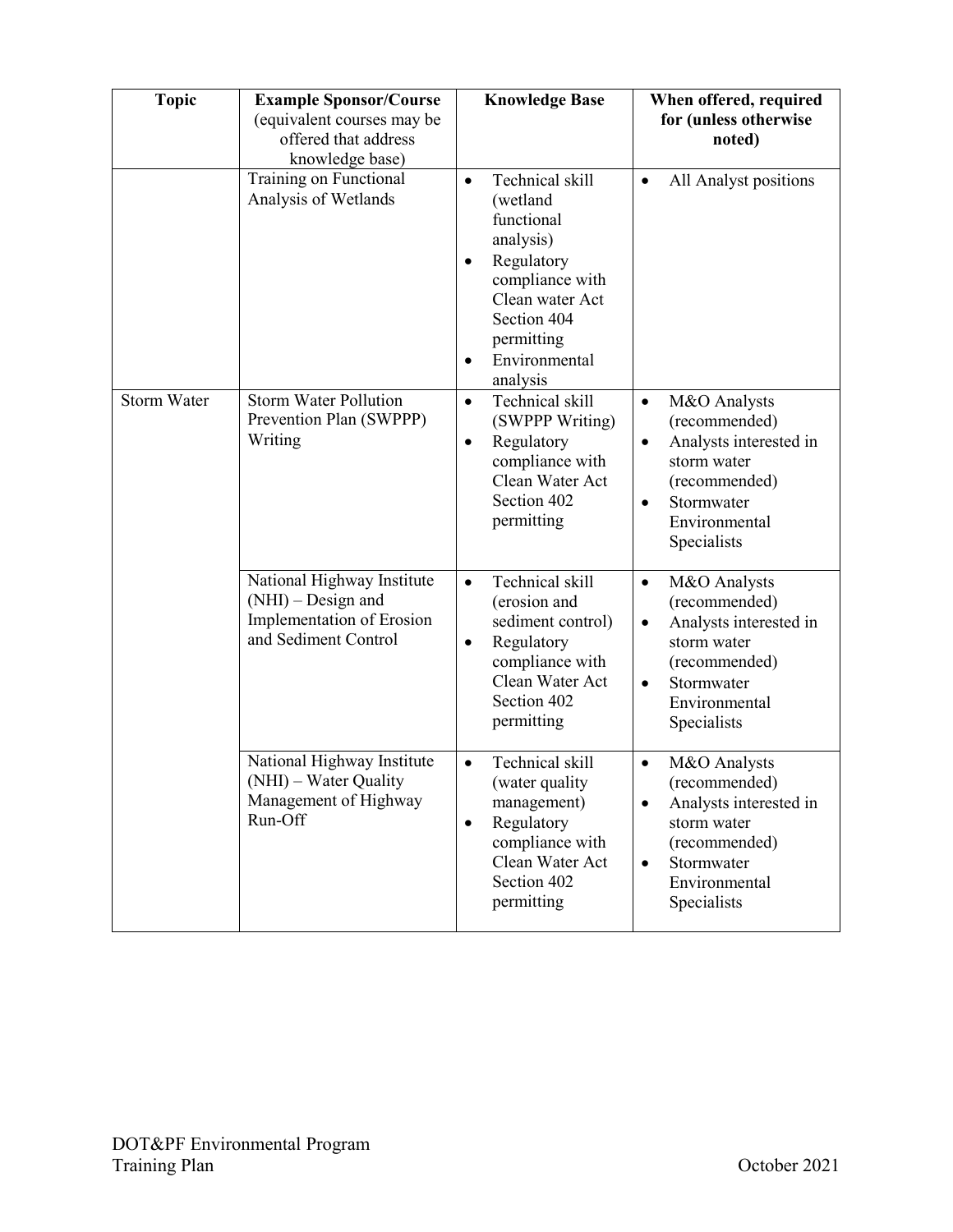| Topic | Example Sponsor/Course (equivalent courses may be offered that address knowledge base) | Knowledge Base | When offered, required for (unless otherwise noted) |
|---|---|---|---|
| | Training on Functional Analysis of Wetlands | • Technical skill (wetland functional analysis)<br>• Regulatory compliance with Clean water Act Section 404 permitting<br>• Environmental analysis | • All Analyst positions |
| Storm Water | Storm Water Pollution Prevention Plan (SWPPP) Writing | • Technical skill (SWPPP Writing)<br>• Regulatory compliance with Clean Water Act Section 402 permitting | • M&O Analysts (recommended)<br>• Analysts interested in storm water (recommended)<br>• Stormwater Environmental Specialists |
| | National Highway Institute (NHI) – Design and Implementation of Erosion and Sediment Control | • Technical skill (erosion and sediment control)<br>• Regulatory compliance with Clean Water Act Section 402 permitting | • M&O Analysts (recommended)<br>• Analysts interested in storm water (recommended)<br>• Stormwater Environmental Specialists |
| | National Highway Institute (NHI) – Water Quality Management of Highway Run-Off | • Technical skill (water quality management)<br>• Regulatory compliance with Clean Water Act Section 402 permitting | • M&O Analysts (recommended)<br>• Analysts interested in storm water (recommended)<br>• Stormwater Environmental Specialists |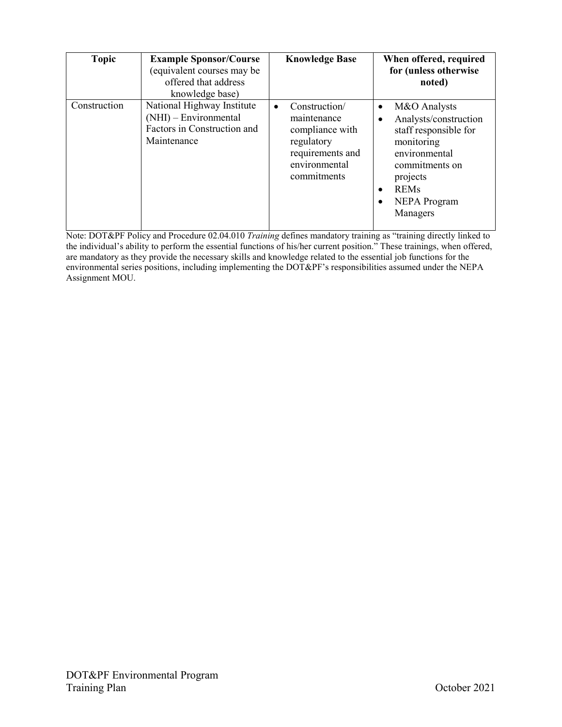| Topic | Example Sponsor/Course (equivalent courses may be offered that address knowledge base) | Knowledge Base | When offered, required for (unless otherwise noted) |
|---|---|---|---|
| Construction | National Highway Institute (NHI) – Environmental Factors in Construction and Maintenance | • Construction/ maintenance compliance with regulatory requirements and environmental commitments | • M&O Analysts<br>• Analysts/construction staff responsible for monitoring environmental commitments on projects<br>• REMs<br>• NEPA Program Managers |

Note: DOT&PF Policy and Procedure 02.04.010 *Training* defines mandatory training as "training directly linked to the individual's ability to perform the essential functions of his/her current position." These trainings, when offered, are mandatory as they provide the necessary skills and knowledge related to the essential job functions for the environmental series positions, including implementing the DOT&PF's responsibilities assumed under the NEPA Assignment MOU.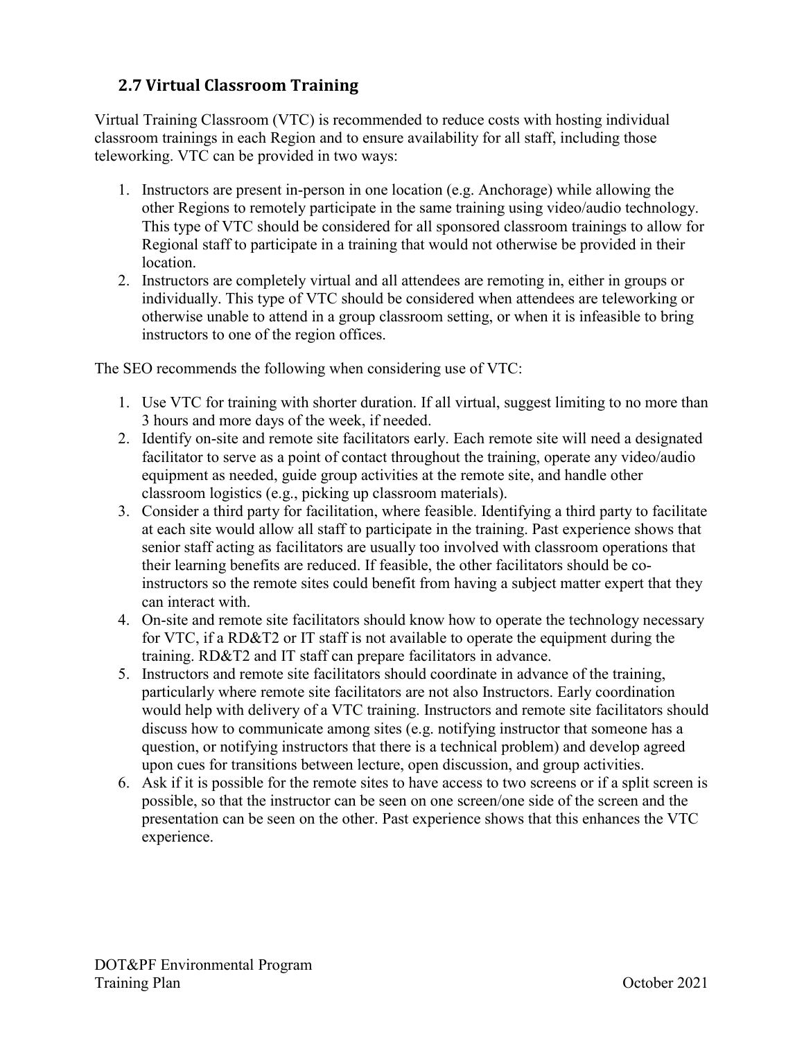## 2.7 Virtual Classroom Training

Virtual Training Classroom (VTC) is recommended to reduce costs with hosting individual classroom trainings in each Region and to ensure availability for all staff, including those teleworking. VTC can be provided in two ways:

1. Instructors are present in-person in one location (e.g. Anchorage) while allowing the other Regions to remotely participate in the same training using video/audio technology. This type of VTC should be considered for all sponsored classroom trainings to allow for Regional staff to participate in a training that would not otherwise be provided in their location.
2. Instructors are completely virtual and all attendees are remoting in, either in groups or individually. This type of VTC should be considered when attendees are teleworking or otherwise unable to attend in a group classroom setting, or when it is infeasible to bring instructors to one of the region offices.

The SEO recommends the following when considering use of VTC:

1. Use VTC for training with shorter duration. If all virtual, suggest limiting to no more than 3 hours and more days of the week, if needed.
2. Identify on-site and remote site facilitators early. Each remote site will need a designated facilitator to serve as a point of contact throughout the training, operate any video/audio equipment as needed, guide group activities at the remote site, and handle other classroom logistics (e.g., picking up classroom materials).
3. Consider a third party for facilitation, where feasible. Identifying a third party to facilitate at each site would allow all staff to participate in the training. Past experience shows that senior staff acting as facilitators are usually too involved with classroom operations that their learning benefits are reduced. If feasible, the other facilitators should be co-instructors so the remote sites could benefit from having a subject matter expert that they can interact with.
4. On-site and remote site facilitators should know how to operate the technology necessary for VTC, if a RD&T2 or IT staff is not available to operate the equipment during the training. RD&T2 and IT staff can prepare facilitators in advance.
5. Instructors and remote site facilitators should coordinate in advance of the training, particularly where remote site facilitators are not also Instructors. Early coordination would help with delivery of a VTC training. Instructors and remote site facilitators should discuss how to communicate among sites (e.g. notifying instructor that someone has a question, or notifying instructors that there is a technical problem) and develop agreed upon cues for transitions between lecture, open discussion, and group activities.
6. Ask if it is possible for the remote sites to have access to two screens or if a split screen is possible, so that the instructor can be seen on one screen/one side of the screen and the presentation can be seen on the other. Past experience shows that this enhances the VTC experience.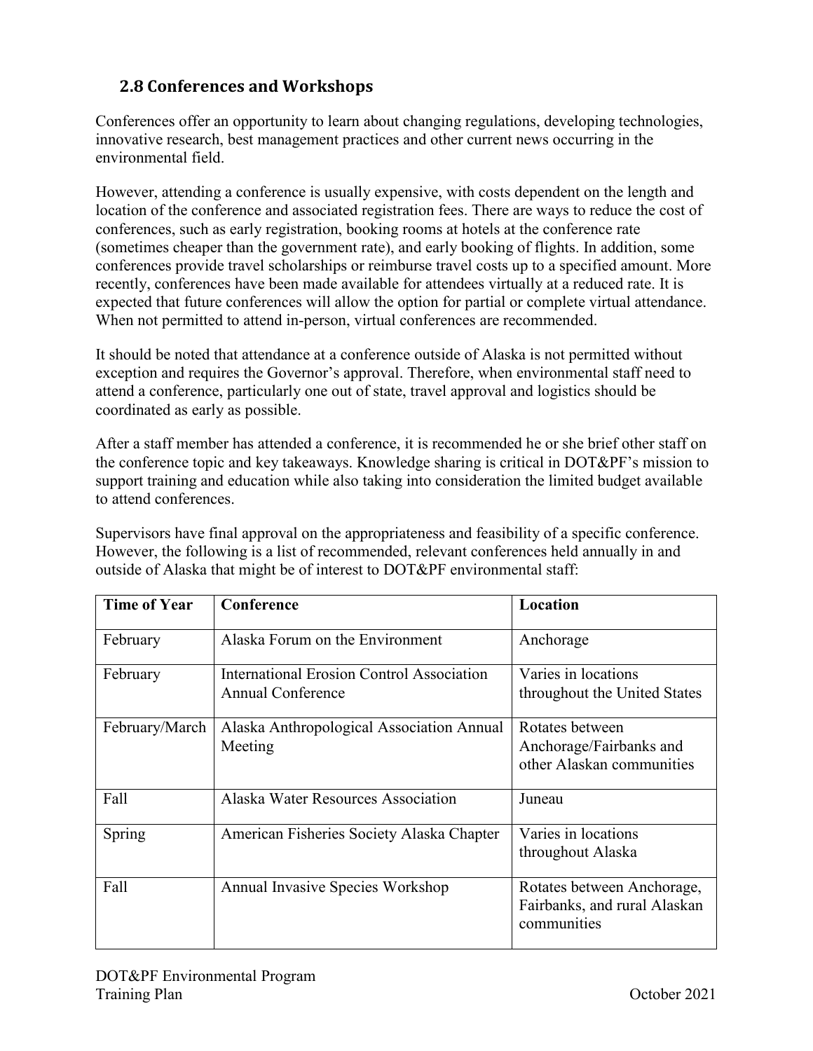## 2.8 Conferences and Workshops

Conferences offer an opportunity to learn about changing regulations, developing technologies, innovative research, best management practices and other current news occurring in the environmental field.

However, attending a conference is usually expensive, with costs dependent on the length and location of the conference and associated registration fees. There are ways to reduce the cost of conferences, such as early registration, booking rooms at hotels at the conference rate (sometimes cheaper than the government rate), and early booking of flights. In addition, some conferences provide travel scholarships or reimburse travel costs up to a specified amount. More recently, conferences have been made available for attendees virtually at a reduced rate. It is expected that future conferences will allow the option for partial or complete virtual attendance. When not permitted to attend in-person, virtual conferences are recommended.

It should be noted that attendance at a conference outside of Alaska is not permitted without exception and requires the Governor's approval. Therefore, when environmental staff need to attend a conference, particularly one out of state, travel approval and logistics should be coordinated as early as possible.

After a staff member has attended a conference, it is recommended he or she brief other staff on the conference topic and key takeaways. Knowledge sharing is critical in DOT&PF's mission to support training and education while also taking into consideration the limited budget available to attend conferences.

Supervisors have final approval on the appropriateness and feasibility of a specific conference. However, the following is a list of recommended, relevant conferences held annually in and outside of Alaska that might be of interest to DOT&PF environmental staff:

| Time of Year | Conference | Location |
|---|---|---|
| February | Alaska Forum on the Environment | Anchorage |
| February | International Erosion Control Association Annual Conference | Varies in locations throughout the United States |
| February/March | Alaska Anthropological Association Annual Meeting | Rotates between Anchorage/Fairbanks and other Alaskan communities |
| Fall | Alaska Water Resources Association | Juneau |
| Spring | American Fisheries Society Alaska Chapter | Varies in locations throughout Alaska |
| Fall | Annual Invasive Species Workshop | Rotates between Anchorage, Fairbanks, and rural Alaskan communities |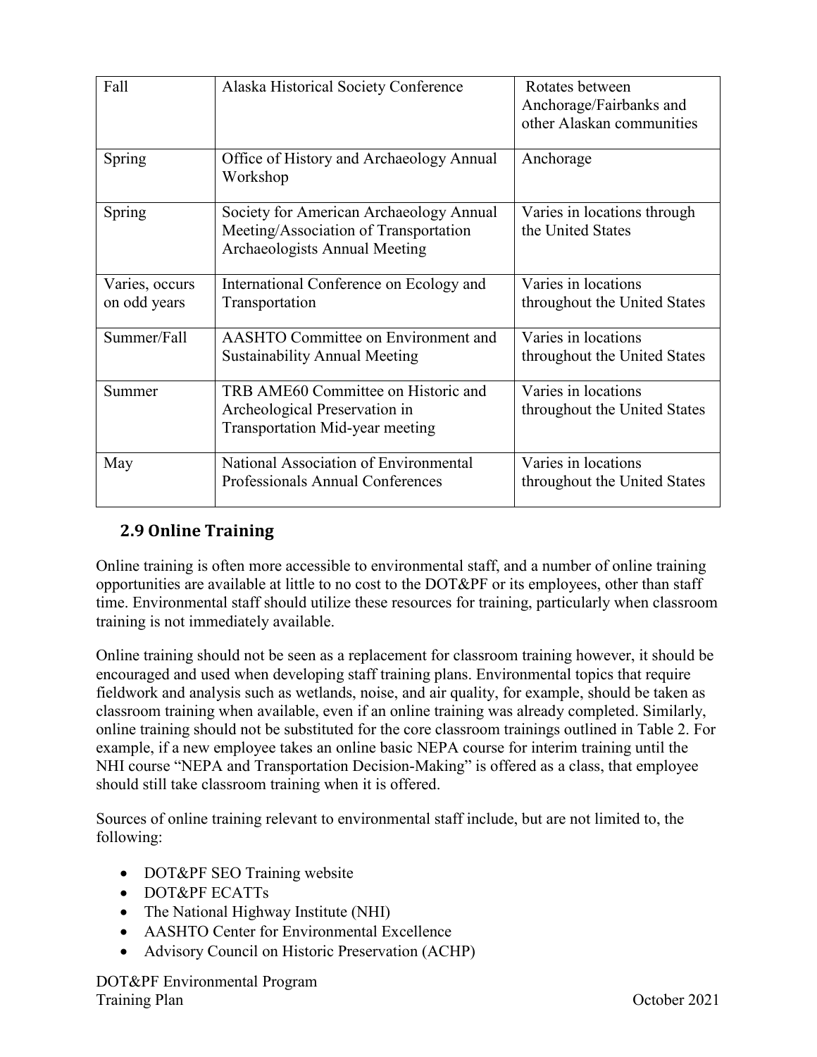| Fall | Alaska Historical Society Conference | Rotates between Anchorage/Fairbanks and other Alaskan communities |
|---|---|---|
| Spring | Office of History and Archaeology Annual Workshop | Anchorage |
| Spring | Society for American Archaeology Annual Meeting/Association of Transportation Archaeologists Annual Meeting | Varies in locations through the United States |
| Varies, occurs on odd years | International Conference on Ecology and Transportation | Varies in locations throughout the United States |
| Summer/Fall | AASHTO Committee on Environment and Sustainability Annual Meeting | Varies in locations throughout the United States |
| Summer | TRB AME60 Committee on Historic and Archeological Preservation in Transportation Mid-year meeting | Varies in locations throughout the United States |
| May | National Association of Environmental Professionals Annual Conferences | Varies in locations throughout the United States |

## 2.9 Online Training

Online training is often more accessible to environmental staff, and a number of online training opportunities are available at little to no cost to the DOT&PF or its employees, other than staff time. Environmental staff should utilize these resources for training, particularly when classroom training is not immediately available.

Online training should not be seen as a replacement for classroom training however, it should be encouraged and used when developing staff training plans. Environmental topics that require fieldwork and analysis such as wetlands, noise, and air quality, for example, should be taken as classroom training when available, even if an online training was already completed. Similarly, online training should not be substituted for the core classroom trainings outlined in Table 2. For example, if a new employee takes an online basic NEPA course for interim training until the NHI course "NEPA and Transportation Decision-Making" is offered as a class, that employee should still take classroom training when it is offered.

Sources of online training relevant to environmental staff include, but are not limited to, the following:

- DOT&PF SEO Training website
- DOT&PF ECATTs
- The National Highway Institute (NHI)
- AASHTO Center for Environmental Excellence
- Advisory Council on Historic Preservation (ACHP)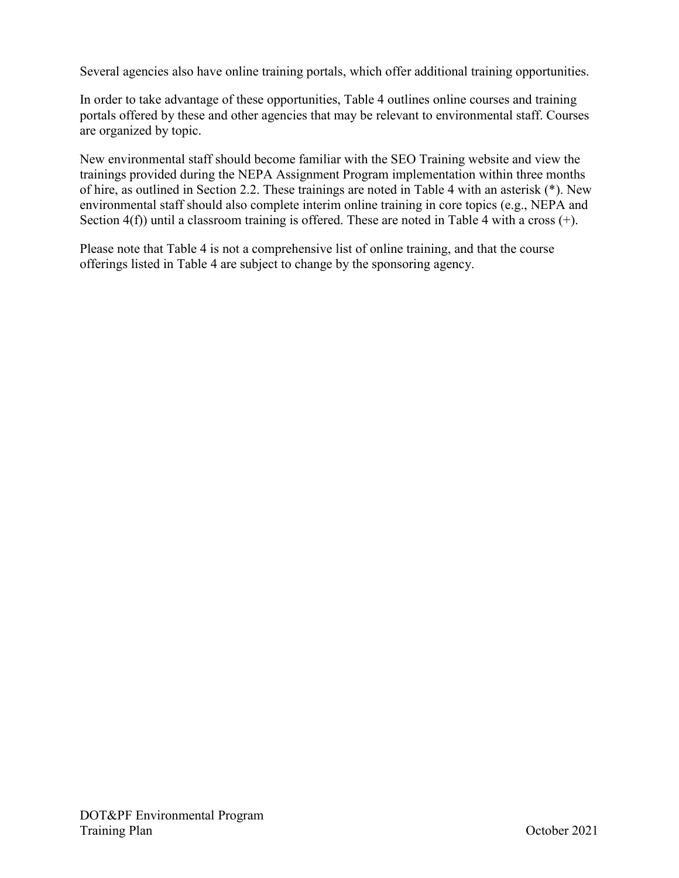Several agencies also have online training portals, which offer additional training opportunities.

In order to take advantage of these opportunities, Table 4 outlines online courses and training portals offered by these and other agencies that may be relevant to environmental staff. Courses are organized by topic.

New environmental staff should become familiar with the SEO Training website and view the trainings provided during the NEPA Assignment Program implementation within three months of hire, as outlined in Section 2.2. These trainings are noted in Table 4 with an asterisk (*). New environmental staff should also complete interim online training in core topics (e.g., NEPA and Section 4(f)) until a classroom training is offered. These are noted in Table 4 with a cross (+).

Please note that Table 4 is not a comprehensive list of online training, and that the course offerings listed in Table 4 are subject to change by the sponsoring agency.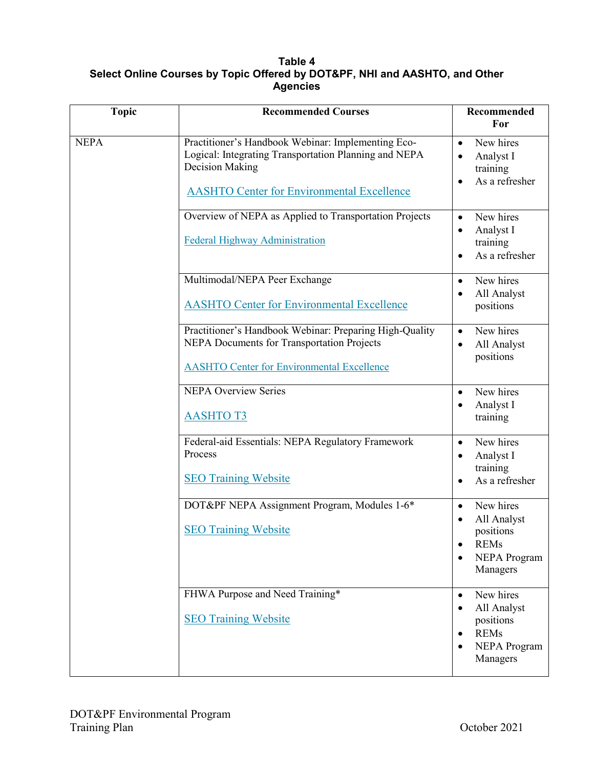**Table 4**
**Select Online Courses by Topic Offered by DOT&PF, NHI and AASHTO, and Other Agencies**

| Topic | Recommended Courses | Recommended For |
|---|---|---|
| NEPA | Practitioner's Handbook Webinar: Implementing Eco-Logical: Integrating Transportation Planning and NEPA Decision Making<br><br>AASHTO Center for Environmental Excellence | • New hires<br>• Analyst I training<br>• As a refresher |
| | Overview of NEPA as Applied to Transportation Projects<br><br>Federal Highway Administration | • New hires<br>• Analyst I training<br>• As a refresher |
| | Multimodal/NEPA Peer Exchange<br><br>AASHTO Center for Environmental Excellence | • New hires<br>• All Analyst positions |
| | Practitioner's Handbook Webinar: Preparing High-Quality NEPA Documents for Transportation Projects<br><br>AASHTO Center for Environmental Excellence | • New hires<br>• All Analyst positions |
| | NEPA Overview Series<br><br>AASHTO T3 | • New hires<br>• Analyst I training |
| | Federal-aid Essentials: NEPA Regulatory Framework Process<br><br>SEO Training Website | • New hires<br>• Analyst I training<br>• As a refresher |
| | DOT&PF NEPA Assignment Program, Modules 1-6*<br><br>SEO Training Website | • New hires<br>• All Analyst positions<br>• REMs<br>• NEPA Program Managers |
| | FHWA Purpose and Need Training*<br><br>SEO Training Website | • New hires<br>• All Analyst positions<br>• REMs<br>• NEPA Program Managers |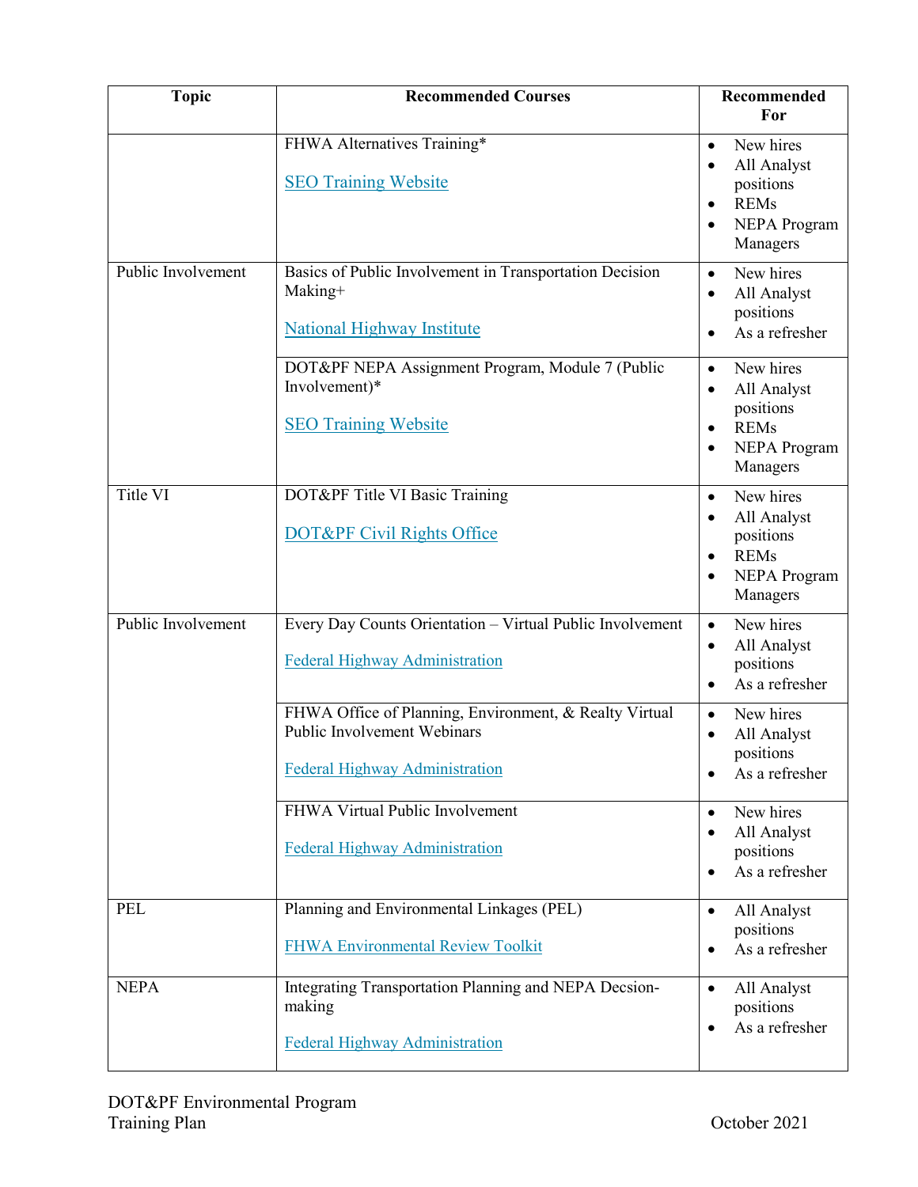| Topic | Recommended Courses | Recommended For |
|---|---|---|
| | FHWA Alternatives Training*<br><br>SEO Training Website | • New hires<br>• All Analyst positions<br>• REMs<br>• NEPA Program Managers |
| Public Involvement | Basics of Public Involvement in Transportation Decision Making+<br><br>National Highway Institute | • New hires<br>• All Analyst positions<br>• As a refresher |
| | DOT&PF NEPA Assignment Program, Module 7 (Public Involvement)*<br><br>SEO Training Website | • New hires<br>• All Analyst positions<br>• REMs<br>• NEPA Program Managers |
| Title VI | DOT&PF Title VI Basic Training<br><br>DOT&PF Civil Rights Office | • New hires<br>• All Analyst positions<br>• REMs<br>• NEPA Program Managers |
| Public Involvement | Every Day Counts Orientation – Virtual Public Involvement<br><br>Federal Highway Administration | • New hires<br>• All Analyst positions<br>• As a refresher |
| | FHWA Office of Planning, Environment, & Realty Virtual Public Involvement Webinars<br><br>Federal Highway Administration | • New hires<br>• All Analyst positions<br>• As a refresher |
| | FHWA Virtual Public Involvement<br><br>Federal Highway Administration | • New hires<br>• All Analyst positions<br>• As a refresher |
| PEL | Planning and Environmental Linkages (PEL)<br><br>FHWA Environmental Review Toolkit | • All Analyst positions<br>• As a refresher |
| NEPA | Integrating Transportation Planning and NEPA Decsion-making<br><br>Federal Highway Administration | • All Analyst positions<br>• As a refresher |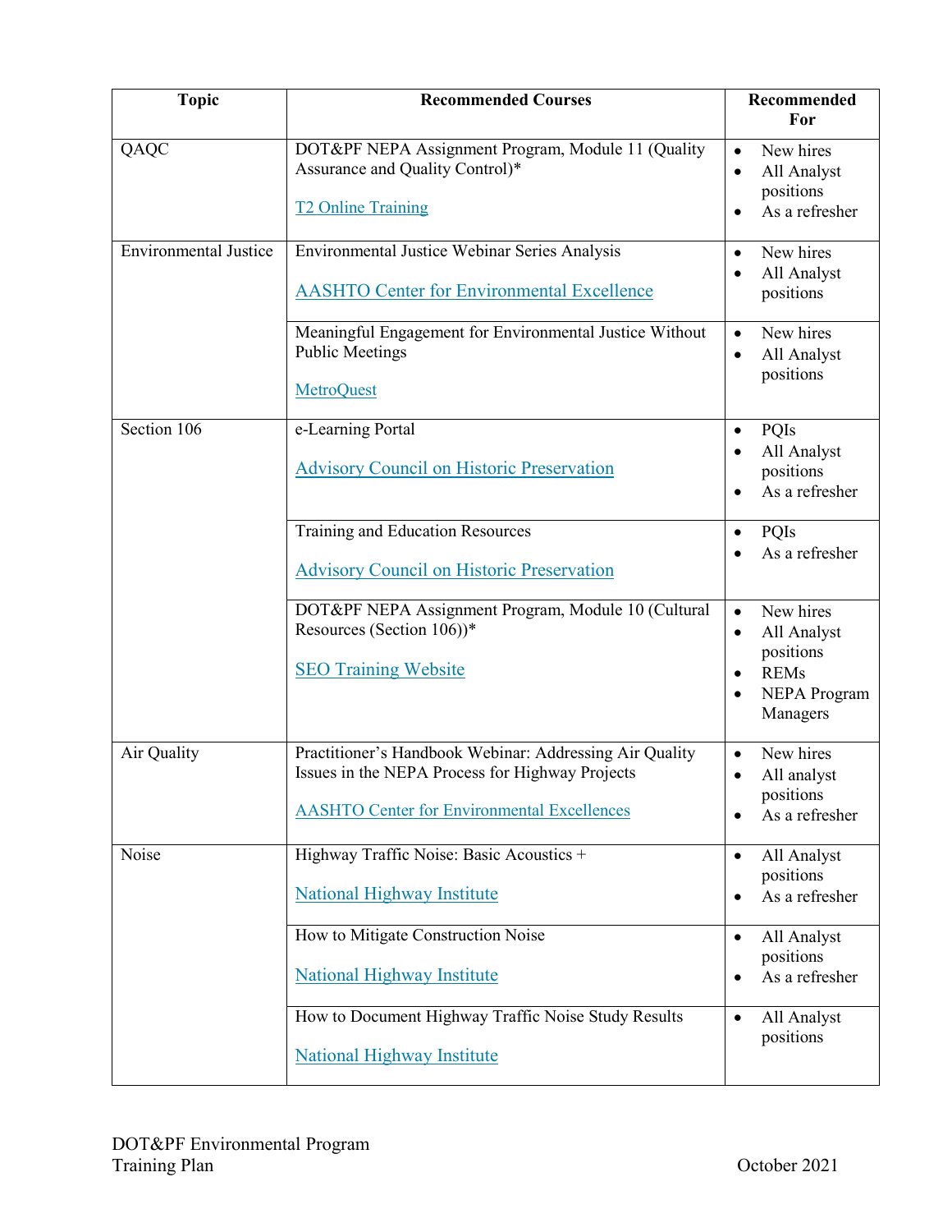| Topic | Recommended Courses | Recommended For |
| --- | --- | --- |
| QAQC | DOT&PF NEPA Assignment Program, Module 11 (Quality Assurance and Quality Control)*<br><br>T2 Online Training | • New hires<br>• All Analyst positions<br>• As a refresher |
| Environmental Justice | Environmental Justice Webinar Series Analysis<br><br>AASHTO Center for Environmental Excellence | • New hires<br>• All Analyst positions |
| | Meaningful Engagement for Environmental Justice Without Public Meetings<br><br>MetroQuest | • New hires<br>• All Analyst positions |
| Section 106 | e-Learning Portal<br><br>Advisory Council on Historic Preservation | • PQIs<br>• All Analyst positions<br>• As a refresher |
| | Training and Education Resources<br><br>Advisory Council on Historic Preservation | • PQIs<br>• As a refresher |
| | DOT&PF NEPA Assignment Program, Module 10 (Cultural Resources (Section 106))*<br><br>SEO Training Website | • New hires<br>• All Analyst positions<br>• REMs<br>• NEPA Program Managers |
| Air Quality | Practitioner's Handbook Webinar: Addressing Air Quality Issues in the NEPA Process for Highway Projects<br><br>AASHTO Center for Environmental Excellences | • New hires<br>• All analyst positions<br>• As a refresher |
| Noise | Highway Traffic Noise: Basic Acoustics +<br><br>National Highway Institute | • All Analyst positions<br>• As a refresher |
| | How to Mitigate Construction Noise<br><br>National Highway Institute | • All Analyst positions<br>• As a refresher |
| | How to Document Highway Traffic Noise Study Results<br><br>National Highway Institute | • All Analyst positions |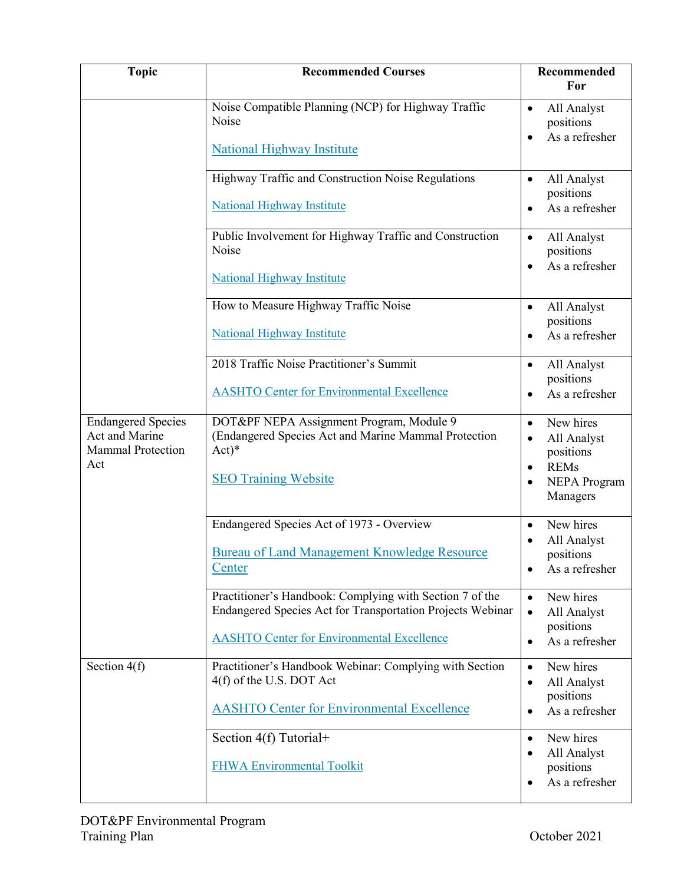| Topic | Recommended Courses | Recommended For |
| --- | --- | --- |
| | Noise Compatible Planning (NCP) for Highway Traffic Noise<br><br>National Highway Institute | • All Analyst positions<br>• As a refresher |
| | Highway Traffic and Construction Noise Regulations<br><br>National Highway Institute | • All Analyst positions<br>• As a refresher |
| | Public Involvement for Highway Traffic and Construction Noise<br><br>National Highway Institute | • All Analyst positions<br>• As a refresher |
| | How to Measure Highway Traffic Noise<br><br>National Highway Institute | • All Analyst positions<br>• As a refresher |
| | 2018 Traffic Noise Practitioner's Summit<br><br>AASHTO Center for Environmental Excellence | • All Analyst positions<br>• As a refresher |
| Endangered Species Act and Marine Mammal Protection Act | DOT&PF NEPA Assignment Program, Module 9 (Endangered Species Act and Marine Mammal Protection Act)*<br><br>SEO Training Website | • New hires<br>• All Analyst positions<br>• REMs<br>• NEPA Program Managers |
| | Endangered Species Act of 1973 - Overview<br><br>Bureau of Land Management Knowledge Resource Center | • New hires<br>• All Analyst positions<br>• As a refresher |
| | Practitioner's Handbook: Complying with Section 7 of the Endangered Species Act for Transportation Projects Webinar<br><br>AASHTO Center for Environmental Excellence | • New hires<br>• All Analyst positions<br>• As a refresher |
| Section 4(f) | Practitioner's Handbook Webinar: Complying with Section 4(f) of the U.S. DOT Act<br><br>AASHTO Center for Environmental Excellence | • New hires<br>• All Analyst positions<br>• As a refresher |
| | Section 4(f) Tutorial+<br><br>FHWA Environmental Toolkit | • New hires<br>• All Analyst positions<br>• As a refresher |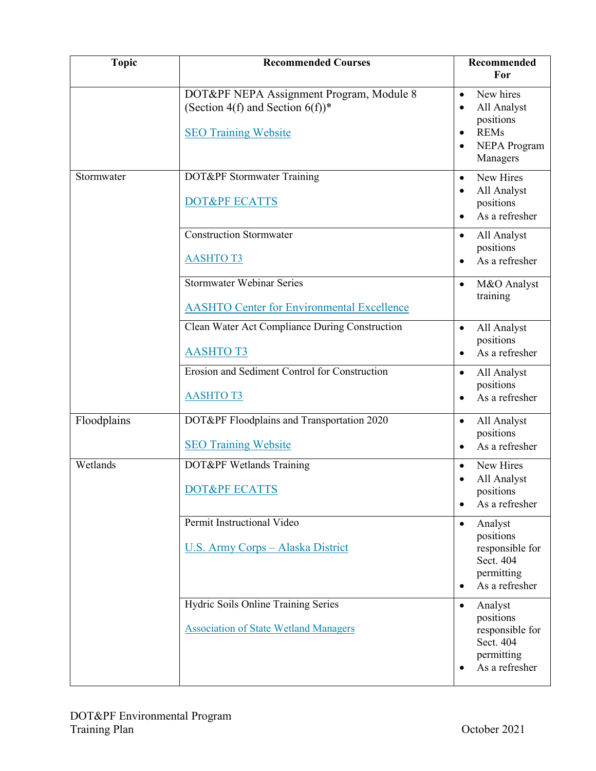| Topic | Recommended Courses | Recommended For |
| --- | --- | --- |
| | DOT&PF NEPA Assignment Program, Module 8 (Section 4(f) and Section 6(f))*<br><br>SEO Training Website | • New hires<br>• All Analyst positions<br>• REMs<br>• NEPA Program Managers |
| Stormwater | DOT&PF Stormwater Training<br><br>DOT&PF ECATTS | • New Hires<br>• All Analyst positions<br>• As a refresher |
| | Construction Stormwater<br><br>AASHTO T3 | • All Analyst positions<br>• As a refresher |
| | Stormwater Webinar Series<br><br>AASHTO Center for Environmental Excellence | • M&O Analyst training |
| | Clean Water Act Compliance During Construction<br><br>AASHTO T3 | • All Analyst positions<br>• As a refresher |
| | Erosion and Sediment Control for Construction<br><br>AASHTO T3 | • All Analyst positions<br>• As a refresher |
| Floodplains | DOT&PF Floodplains and Transportation 2020<br><br>SEO Training Website | • All Analyst positions<br>• As a refresher |
| Wetlands | DOT&PF Wetlands Training<br><br>DOT&PF ECATTS | • New Hires<br>• All Analyst positions<br>• As a refresher |
| | Permit Instructional Video<br><br>U.S. Army Corps – Alaska District | • Analyst positions responsible for Sect. 404 permitting<br>• As a refresher |
| | Hydric Soils Online Training Series<br><br>Association of State Wetland Managers | • Analyst positions responsible for Sect. 404 permitting<br>• As a refresher |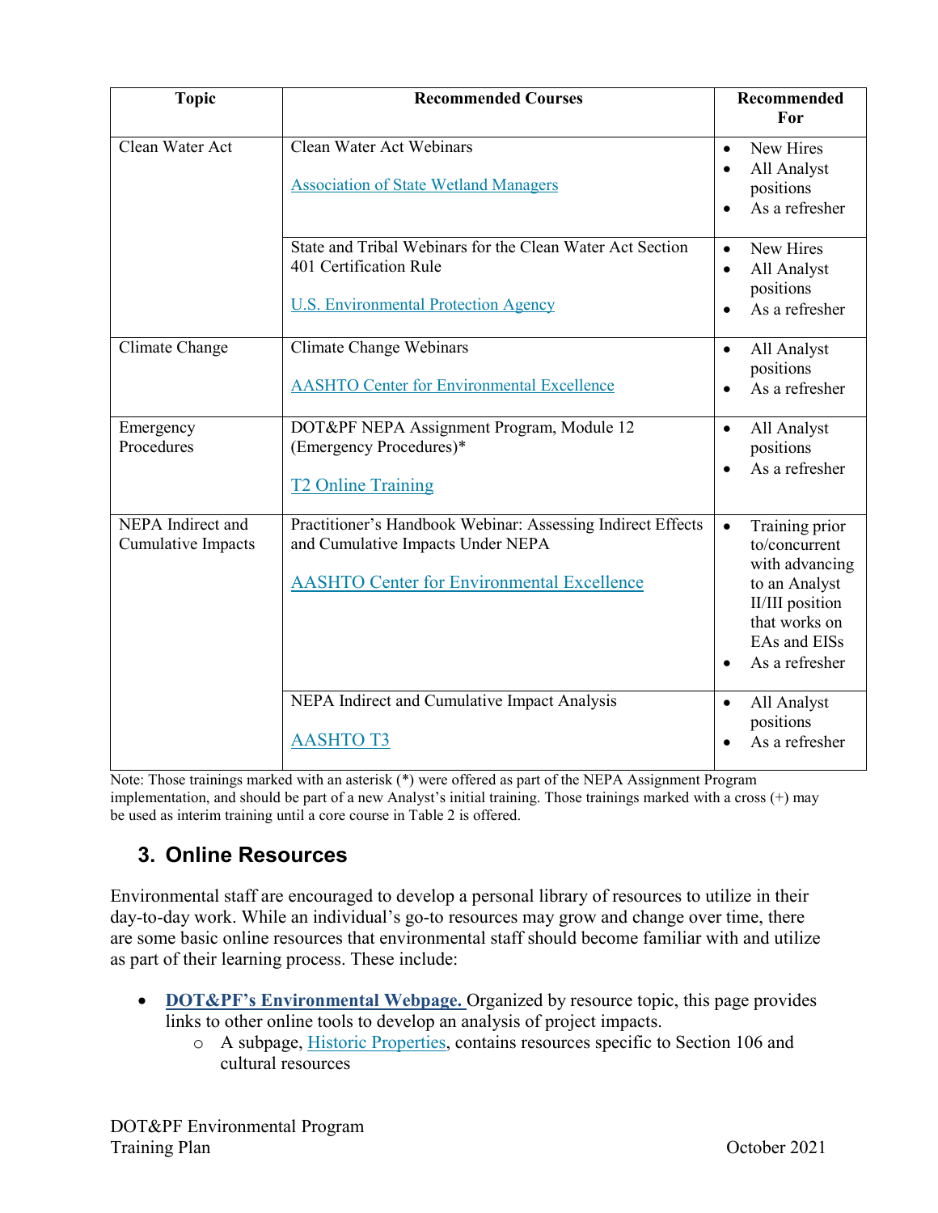| Topic | Recommended Courses | Recommended For |
| --- | --- | --- |
| Clean Water Act | Clean Water Act Webinars<br><br>Association of State Wetland Managers | • New Hires<br>• All Analyst positions<br>• As a refresher |
| | State and Tribal Webinars for the Clean Water Act Section 401 Certification Rule<br><br>U.S. Environmental Protection Agency | • New Hires<br>• All Analyst positions<br>• As a refresher |
| Climate Change | Climate Change Webinars<br><br>AASHTO Center for Environmental Excellence | • All Analyst positions<br>• As a refresher |
| Emergency Procedures | DOT&PF NEPA Assignment Program, Module 12 (Emergency Procedures)*<br><br>T2 Online Training | • All Analyst positions<br>• As a refresher |
| NEPA Indirect and Cumulative Impacts | Practitioner's Handbook Webinar: Assessing Indirect Effects and Cumulative Impacts Under NEPA<br><br>AASHTO Center for Environmental Excellence | • Training prior to/concurrent with advancing to an Analyst II/III position that works on EAs and EISs<br>• As a refresher |
| | NEPA Indirect and Cumulative Impact Analysis<br><br>AASHTO T3 | • All Analyst positions<br>• As a refresher |

Note: Those trainings marked with an asterisk (*) were offered as part of the NEPA Assignment Program implementation, and should be part of a new Analyst's initial training. Those trainings marked with a cross (+) may be used as interim training until a core course in Table 2 is offered.

## 3. Online Resources

Environmental staff are encouraged to develop a personal library of resources to utilize in their day-to-day work. While an individual's go-to resources may grow and change over time, there are some basic online resources that environmental staff should become familiar with and utilize as part of their learning process. These include:

- **DOT&PF's Environmental Webpage.** Organized by resource topic, this page provides links to other online tools to develop an analysis of project impacts.
  - A subpage, Historic Properties, contains resources specific to Section 106 and cultural resources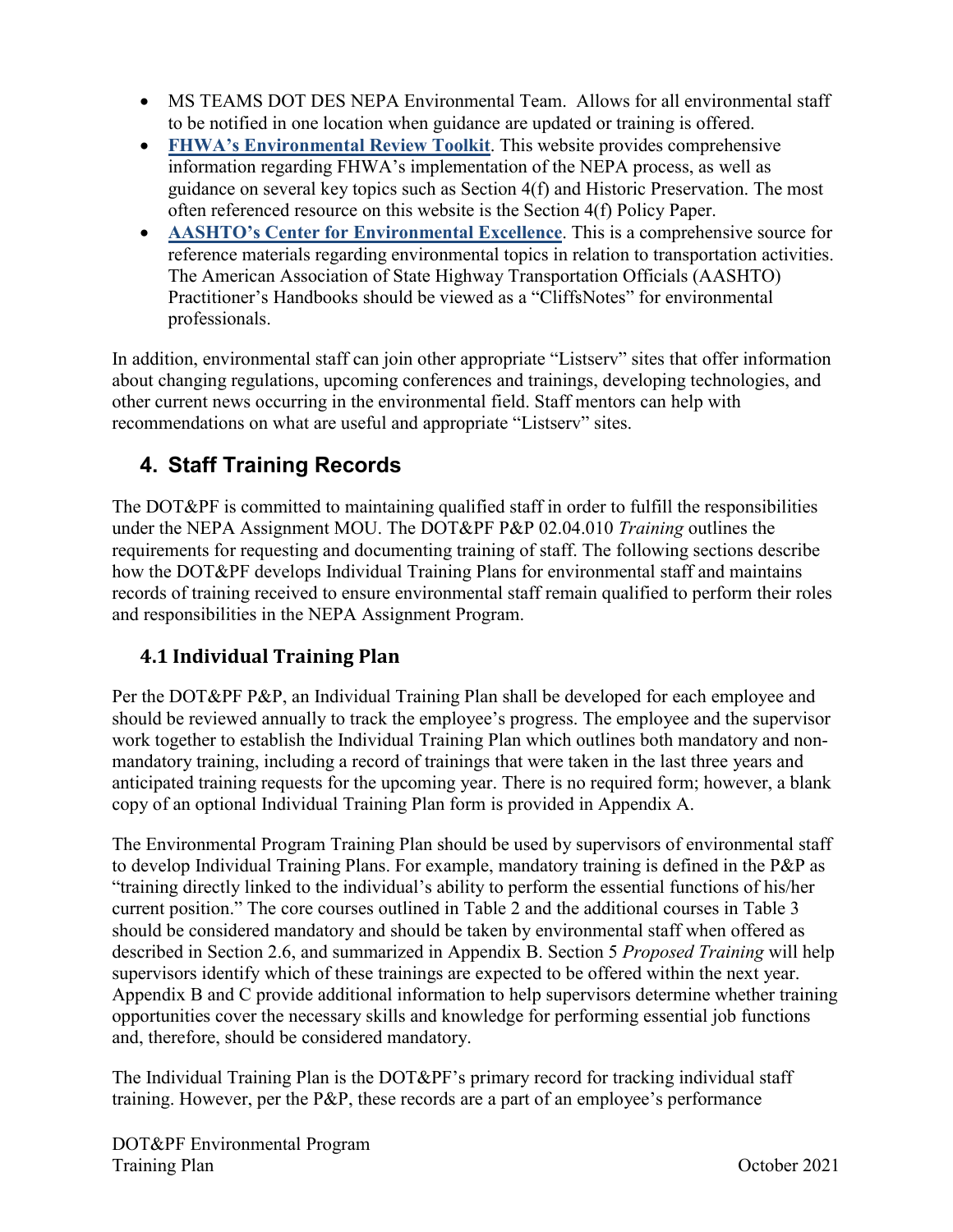- MS TEAMS DOT DES NEPA Environmental Team. Allows for all environmental staff to be notified in one location when guidance are updated or training is offered.
- **FHWA's Environmental Review Toolkit**. This website provides comprehensive information regarding FHWA's implementation of the NEPA process, as well as guidance on several key topics such as Section 4(f) and Historic Preservation. The most often referenced resource on this website is the Section 4(f) Policy Paper.
- **AASHTO's Center for Environmental Excellence**. This is a comprehensive source for reference materials regarding environmental topics in relation to transportation activities. The American Association of State Highway Transportation Officials (AASHTO) Practitioner's Handbooks should be viewed as a "CliffsNotes" for environmental professionals.

In addition, environmental staff can join other appropriate "Listserv" sites that offer information about changing regulations, upcoming conferences and trainings, developing technologies, and other current news occurring in the environmental field. Staff mentors can help with recommendations on what are useful and appropriate "Listserv" sites.

## 4. Staff Training Records

The DOT&PF is committed to maintaining qualified staff in order to fulfill the responsibilities under the NEPA Assignment MOU. The DOT&PF P&P 02.04.010 *Training* outlines the requirements for requesting and documenting training of staff. The following sections describe how the DOT&PF develops Individual Training Plans for environmental staff and maintains records of training received to ensure environmental staff remain qualified to perform their roles and responsibilities in the NEPA Assignment Program.

### 4.1 Individual Training Plan

Per the DOT&PF P&P, an Individual Training Plan shall be developed for each employee and should be reviewed annually to track the employee's progress. The employee and the supervisor work together to establish the Individual Training Plan which outlines both mandatory and non-mandatory training, including a record of trainings that were taken in the last three years and anticipated training requests for the upcoming year. There is no required form; however, a blank copy of an optional Individual Training Plan form is provided in Appendix A.

The Environmental Program Training Plan should be used by supervisors of environmental staff to develop Individual Training Plans. For example, mandatory training is defined in the P&P as "training directly linked to the individual's ability to perform the essential functions of his/her current position." The core courses outlined in Table 2 and the additional courses in Table 3 should be considered mandatory and should be taken by environmental staff when offered as described in Section 2.6, and summarized in Appendix B. Section 5 *Proposed Training* will help supervisors identify which of these trainings are expected to be offered within the next year. Appendix B and C provide additional information to help supervisors determine whether training opportunities cover the necessary skills and knowledge for performing essential job functions and, therefore, should be considered mandatory.

The Individual Training Plan is the DOT&PF's primary record for tracking individual staff training. However, per the P&P, these records are a part of an employee's performance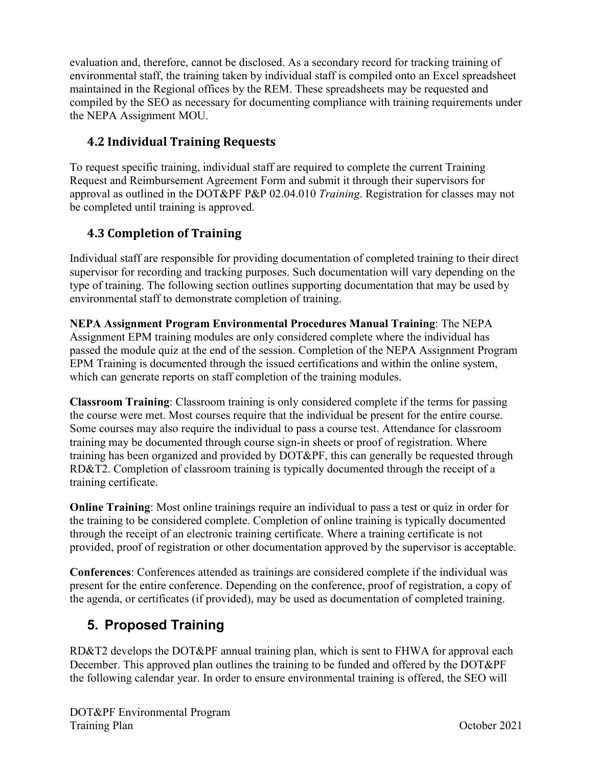evaluation and, therefore, cannot be disclosed. As a secondary record for tracking training of environmental staff, the training taken by individual staff is compiled onto an Excel spreadsheet maintained in the Regional offices by the REM. These spreadsheets may be requested and compiled by the SEO as necessary for documenting compliance with training requirements under the NEPA Assignment MOU.

## 4.2 Individual Training Requests

To request specific training, individual staff are required to complete the current Training Request and Reimbursement Agreement Form and submit it through their supervisors for approval as outlined in the DOT&PF P&P 02.04.010 *Training*. Registration for classes may not be completed until training is approved.

## 4.3 Completion of Training

Individual staff are responsible for providing documentation of completed training to their direct supervisor for recording and tracking purposes. Such documentation will vary depending on the type of training. The following section outlines supporting documentation that may be used by environmental staff to demonstrate completion of training.

**NEPA Assignment Program Environmental Procedures Manual Training**: The NEPA Assignment EPM training modules are only considered complete where the individual has passed the module quiz at the end of the session. Completion of the NEPA Assignment Program EPM Training is documented through the issued certifications and within the online system, which can generate reports on staff completion of the training modules.

**Classroom Training**: Classroom training is only considered complete if the terms for passing the course were met. Most courses require that the individual be present for the entire course. Some courses may also require the individual to pass a course test. Attendance for classroom training may be documented through course sign-in sheets or proof of registration. Where training has been organized and provided by DOT&PF, this can generally be requested through RD&T2. Completion of classroom training is typically documented through the receipt of a training certificate.

**Online Training**: Most online trainings require an individual to pass a test or quiz in order for the training to be considered complete. Completion of online training is typically documented through the receipt of an electronic training certificate. Where a training certificate is not provided, proof of registration or other documentation approved by the supervisor is acceptable.

**Conferences**: Conferences attended as trainings are considered complete if the individual was present for the entire conference. Depending on the conference, proof of registration, a copy of the agenda, or certificates (if provided), may be used as documentation of completed training.

# 5. Proposed Training

RD&T2 develops the DOT&PF annual training plan, which is sent to FHWA for approval each December. This approved plan outlines the training to be funded and offered by the DOT&PF the following calendar year. In order to ensure environmental training is offered, the SEO will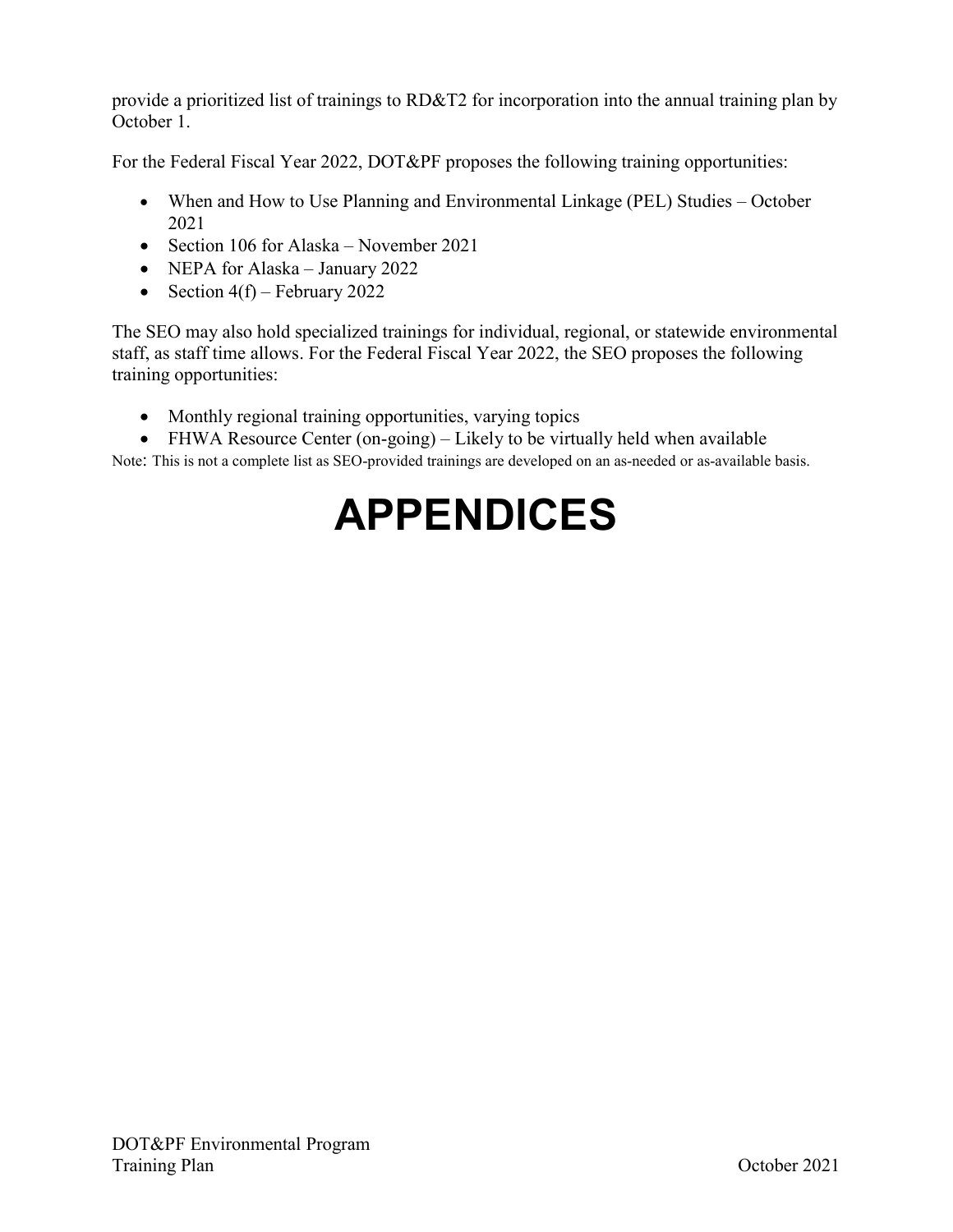provide a prioritized list of trainings to RD&T2 for incorporation into the annual training plan by October 1.

For the Federal Fiscal Year 2022, DOT&PF proposes the following training opportunities:

- When and How to Use Planning and Environmental Linkage (PEL) Studies – October 2021
- Section 106 for Alaska – November 2021
- NEPA for Alaska – January 2022
- Section 4(f) – February 2022

The SEO may also hold specialized trainings for individual, regional, or statewide environmental staff, as staff time allows. For the Federal Fiscal Year 2022, the SEO proposes the following training opportunities:

- Monthly regional training opportunities, varying topics
- FHWA Resource Center (on-going) – Likely to be virtually held when available

Note: This is not a complete list as SEO-provided trainings are developed on an as-needed or as-available basis.

# APPENDICES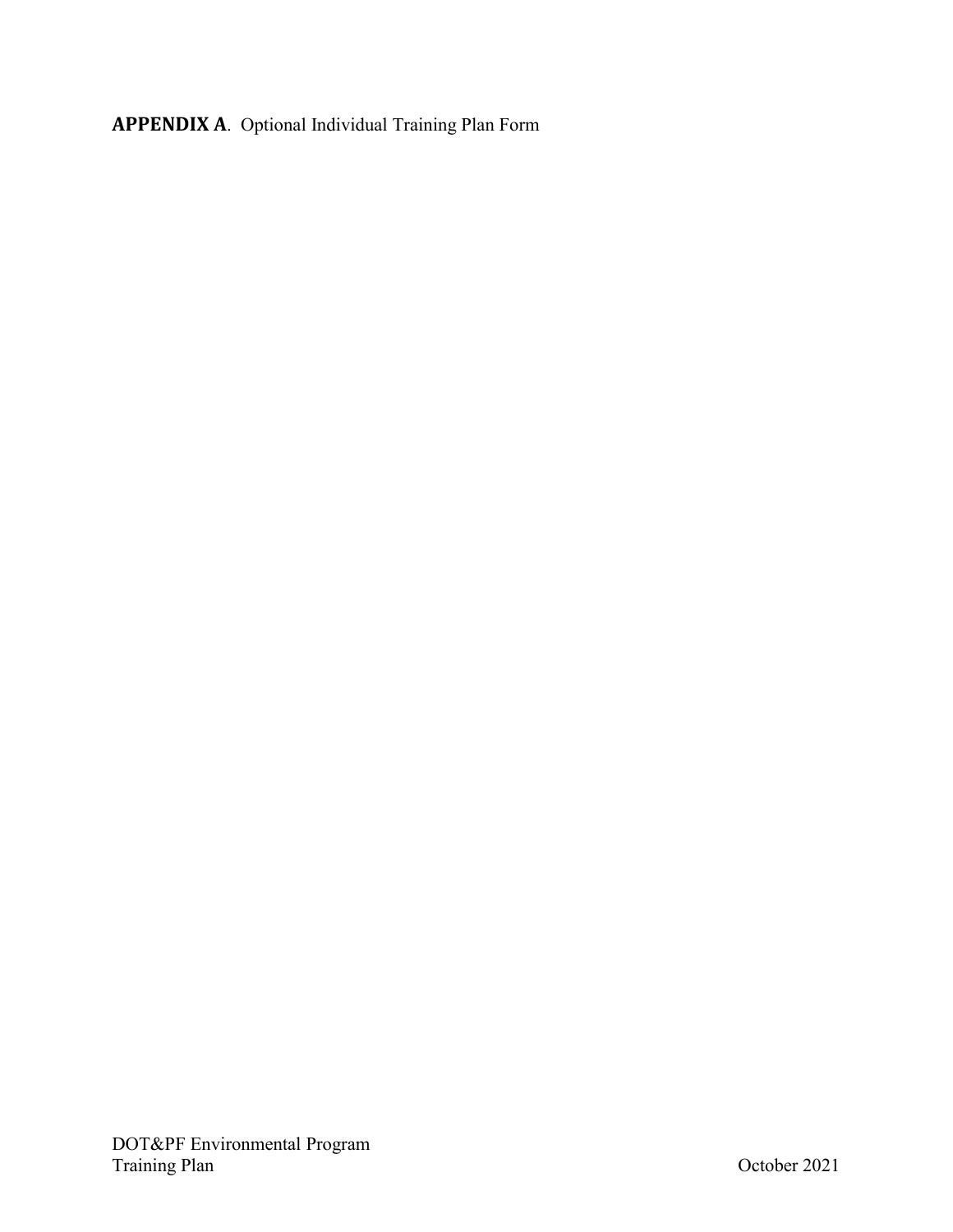**APPENDIX A**. Optional Individual Training Plan Form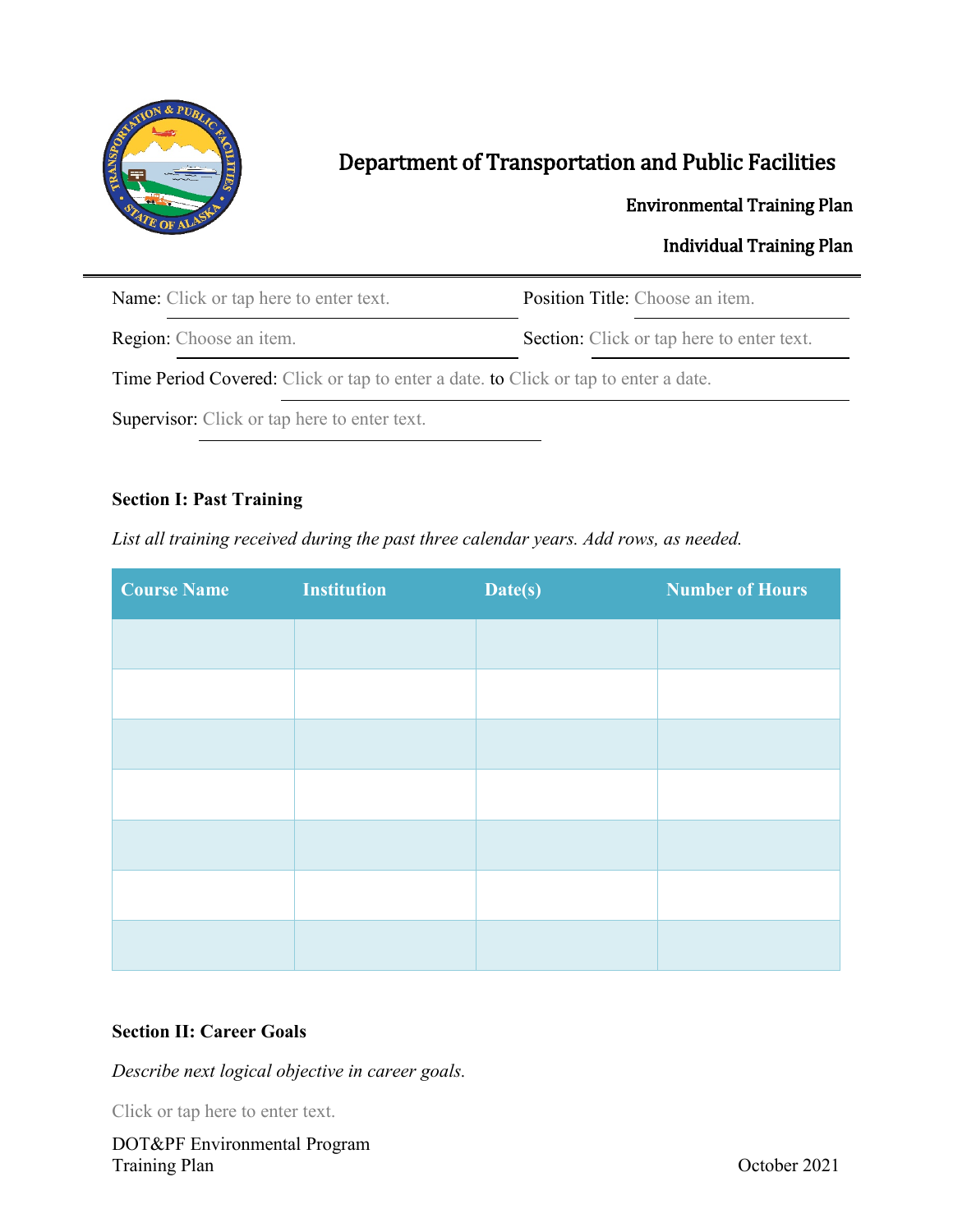# Department of Transportation and Public Facilities

## Environmental Training Plan

## Individual Training Plan

Name: Click or tap here to enter text.

Position Title: Choose an item.

Region: Choose an item.

Section: Click or tap here to enter text.

Time Period Covered: Click or tap to enter a date. to Click or tap to enter a date.

Supervisor: Click or tap here to enter text.

**Section I: Past Training**

*List all training received during the past three calendar years. Add rows, as needed.*

| Course Name | Institution | Date(s) | Number of Hours |
|---|---|---|---|
| | | | |
| | | | |
| | | | |
| | | | |
| | | | |
| | | | |
| | | | |

**Section II: Career Goals**

*Describe next logical objective in career goals.*

Click or tap here to enter text.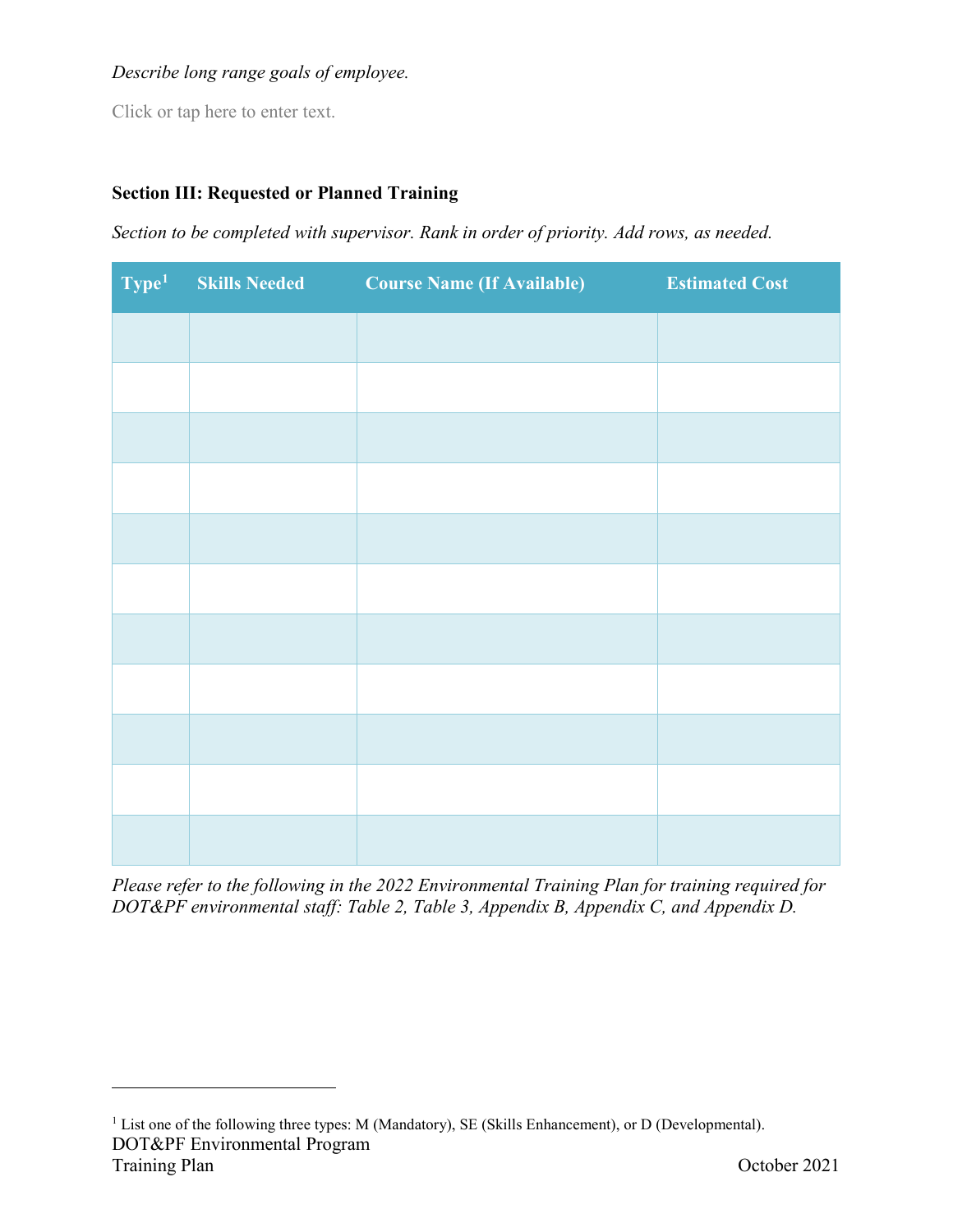*Describe long range goals of employee.*

Click or tap here to enter text.

**Section III: Requested or Planned Training**

*Section to be completed with supervisor. Rank in order of priority. Add rows, as needed.*

| Type[1] | Skills Needed | Course Name (If Available) | Estimated Cost |
|---|---|---|---|
| | | | |
| | | | |
| | | | |
| | | | |
| | | | |
| | | | |
| | | | |
| | | | |
| | | | |
| | | | |
| | | | |

*Please refer to the following in the 2022 Environmental Training Plan for training required for DOT&PF environmental staff: Table 2, Table 3, Appendix B, Appendix C, and Appendix D.*

[1] List one of the following three types: M (Mandatory), SE (Skills Enhancement), or D (Developmental).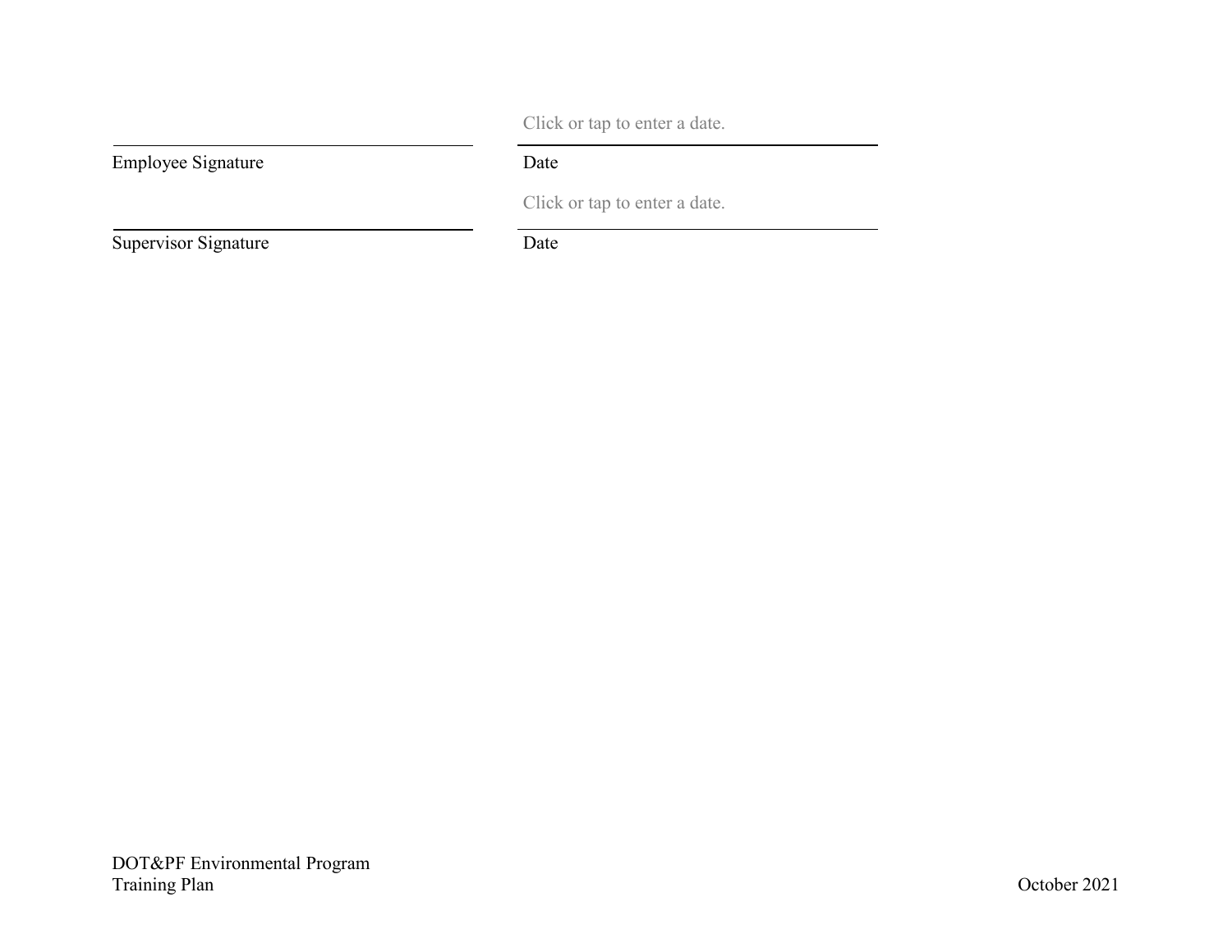| | Click or tap to enter a date. |
|---|---|
| Employee Signature | Date |
| | Click or tap to enter a date. |
| Supervisor Signature | Date |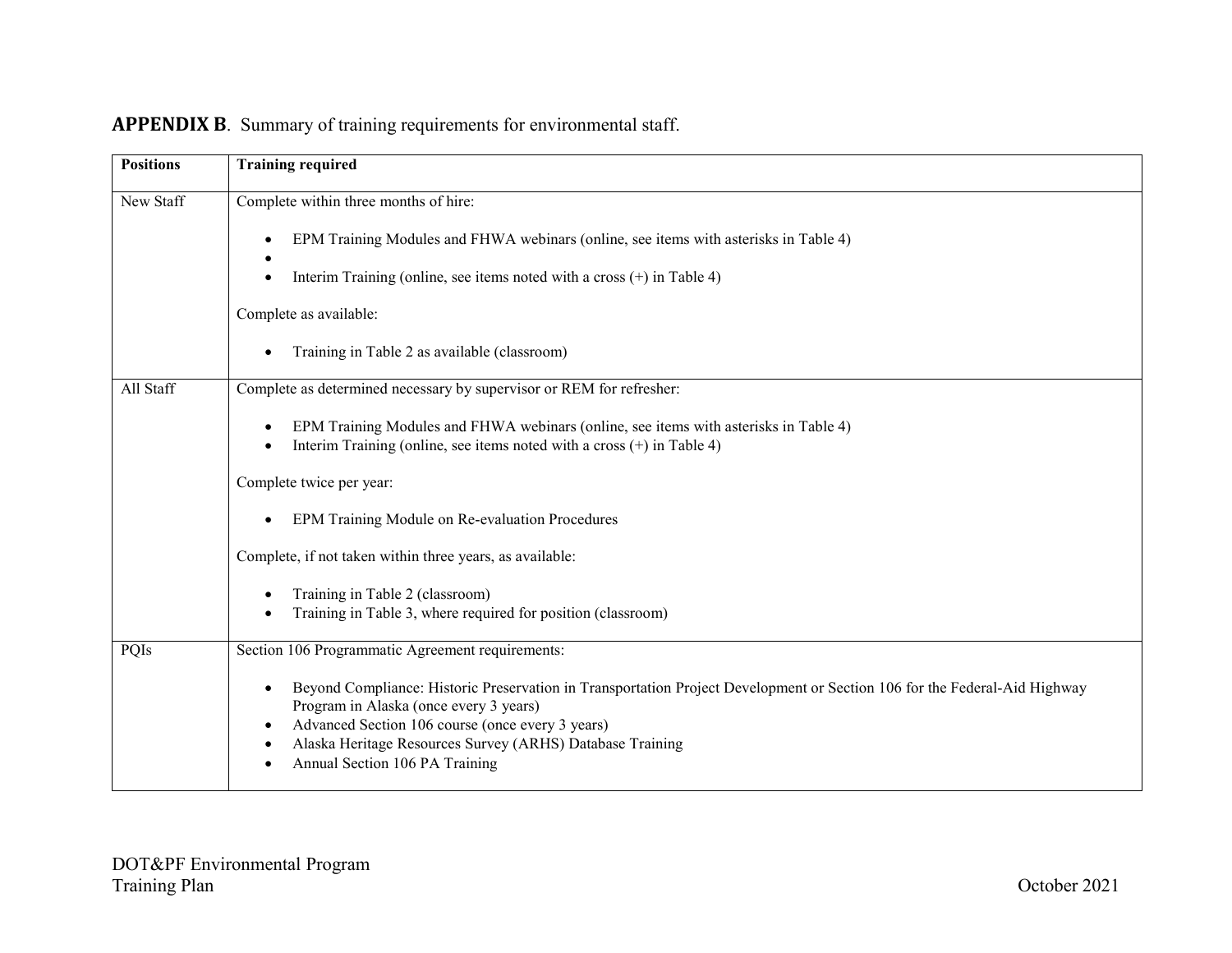**APPENDIX B**. Summary of training requirements for environmental staff.

| Positions | Training required |
| --- | --- |
| New Staff | Complete within three months of hire:<br><br>• EPM Training Modules and FHWA webinars (online, see items with asterisks in Table 4)<br>•<br>• Interim Training (online, see items noted with a cross (+) in Table 4)<br><br>Complete as available:<br><br>• Training in Table 2 as available (classroom) |
| All Staff | Complete as determined necessary by supervisor or REM for refresher:<br><br>• EPM Training Modules and FHWA webinars (online, see items with asterisks in Table 4)<br>• Interim Training (online, see items noted with a cross (+) in Table 4)<br><br>Complete twice per year:<br><br>• EPM Training Module on Re-evaluation Procedures<br><br>Complete, if not taken within three years, as available:<br><br>• Training in Table 2 (classroom)<br>• Training in Table 3, where required for position (classroom) |
| PQIs | Section 106 Programmatic Agreement requirements:<br><br>• Beyond Compliance: Historic Preservation in Transportation Project Development or Section 106 for the Federal-Aid Highway Program in Alaska (once every 3 years)<br>• Advanced Section 106 course (once every 3 years)<br>• Alaska Heritage Resources Survey (ARHS) Database Training<br>• Annual Section 106 PA Training |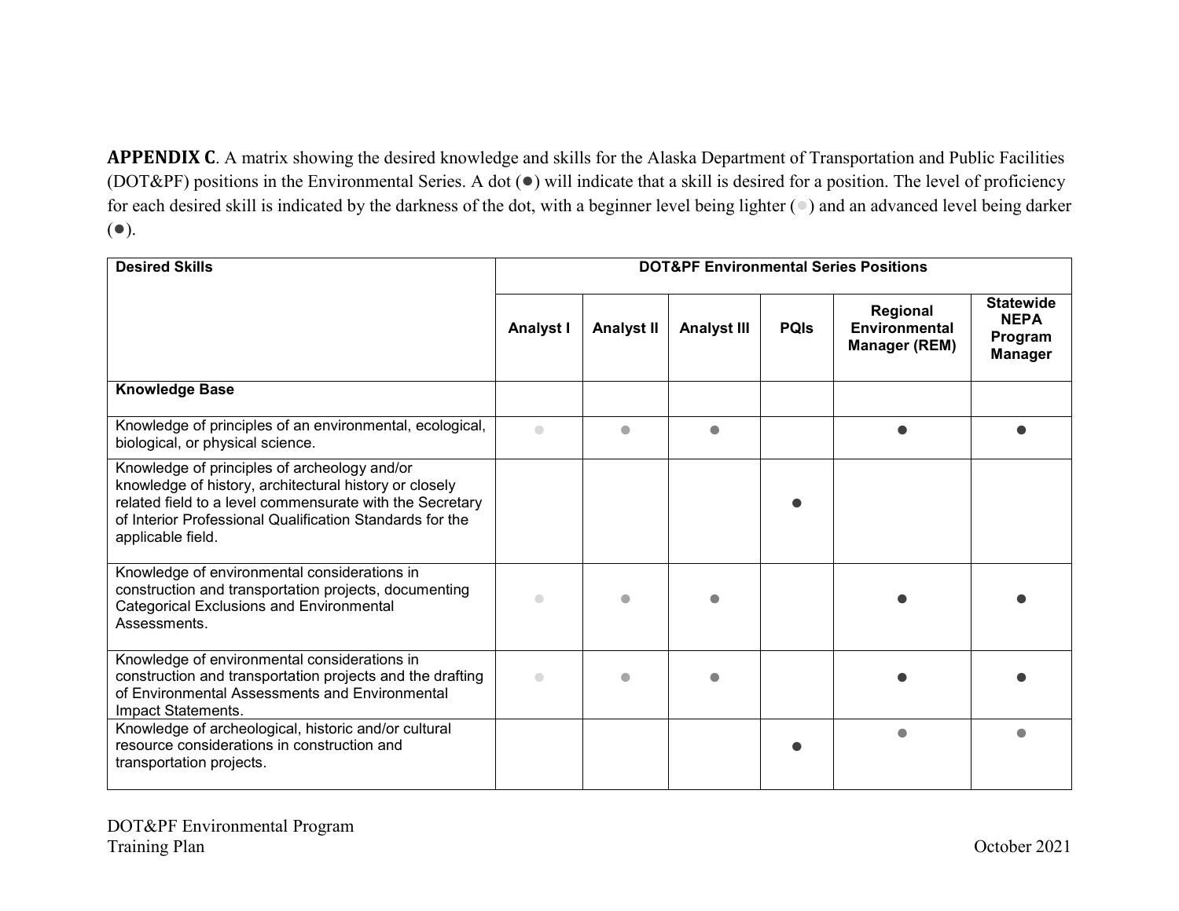**APPENDIX C**. A matrix showing the desired knowledge and skills for the Alaska Department of Transportation and Public Facilities (DOT&PF) positions in the Environmental Series. A dot (●) will indicate that a skill is desired for a position. The level of proficiency for each desired skill is indicated by the darkness of the dot, with a beginner level being lighter (●) and an advanced level being darker (●).

| Desired Skills | DOT&PF Environmental Series Positions | | | | | |
|---|---|---|---|---|---|---|
| | Analyst I | Analyst II | Analyst III | PQIs | Regional Environmental Manager (REM) | Statewide NEPA Program Manager |
| **Knowledge Base** | | | | | | |
| Knowledge of principles of an environmental, ecological, biological, or physical science. | ● | ● | ● | | ● | ● |
| Knowledge of principles of archeology and/or knowledge of history, architectural history or closely related field to a level commensurate with the Secretary of Interior Professional Qualification Standards for the applicable field. | | | | ● | | |
| Knowledge of environmental considerations in construction and transportation projects, documenting Categorical Exclusions and Environmental Assessments. | ● | ● | ● | | ● | ● |
| Knowledge of environmental considerations in construction and transportation projects and the drafting of Environmental Assessments and Environmental Impact Statements. | ● | ● | ● | | ● | ● |
| Knowledge of archeological, historic and/or cultural resource considerations in construction and transportation projects. | | | | ● | ● | ● |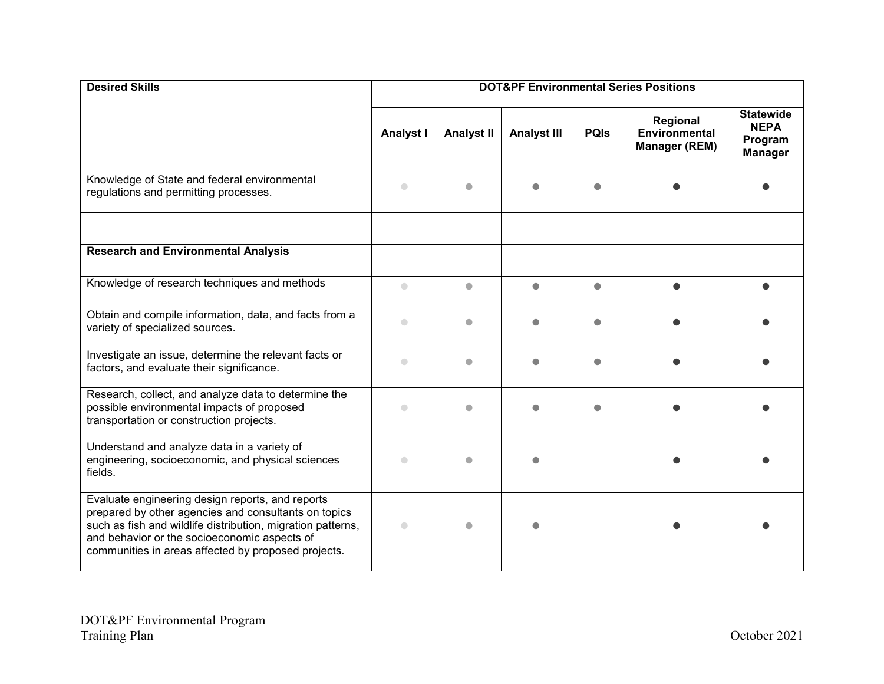| Desired Skills | DOT&PF Environmental Series Positions | | | | | |
|---|---|---|---|---|---|---|
| | Analyst I | Analyst II | Analyst III | PQIs | Regional Environmental Manager (REM) | Statewide NEPA Program Manager |
| Knowledge of State and federal environmental regulations and permitting processes. | ● | ● | ● | ● | ● | ● |
| | | | | | | |
| **Research and Environmental Analysis** | | | | | | |
| Knowledge of research techniques and methods | ● | ● | ● | ● | ● | ● |
| Obtain and compile information, data, and facts from a variety of specialized sources. | ● | ● | ● | ● | ● | ● |
| Investigate an issue, determine the relevant facts or factors, and evaluate their significance. | ● | ● | ● | ● | ● | ● |
| Research, collect, and analyze data to determine the possible environmental impacts of proposed transportation or construction projects. | ● | ● | ● | ● | ● | ● |
| Understand and analyze data in a variety of engineering, socioeconomic, and physical sciences fields. | ● | ● | ● | | ● | ● |
| Evaluate engineering design reports, and reports prepared by other agencies and consultants on topics such as fish and wildlife distribution, migration patterns, and behavior or the socioeconomic aspects of communities in areas affected by proposed projects. | ● | ● | ● | | ● | ● |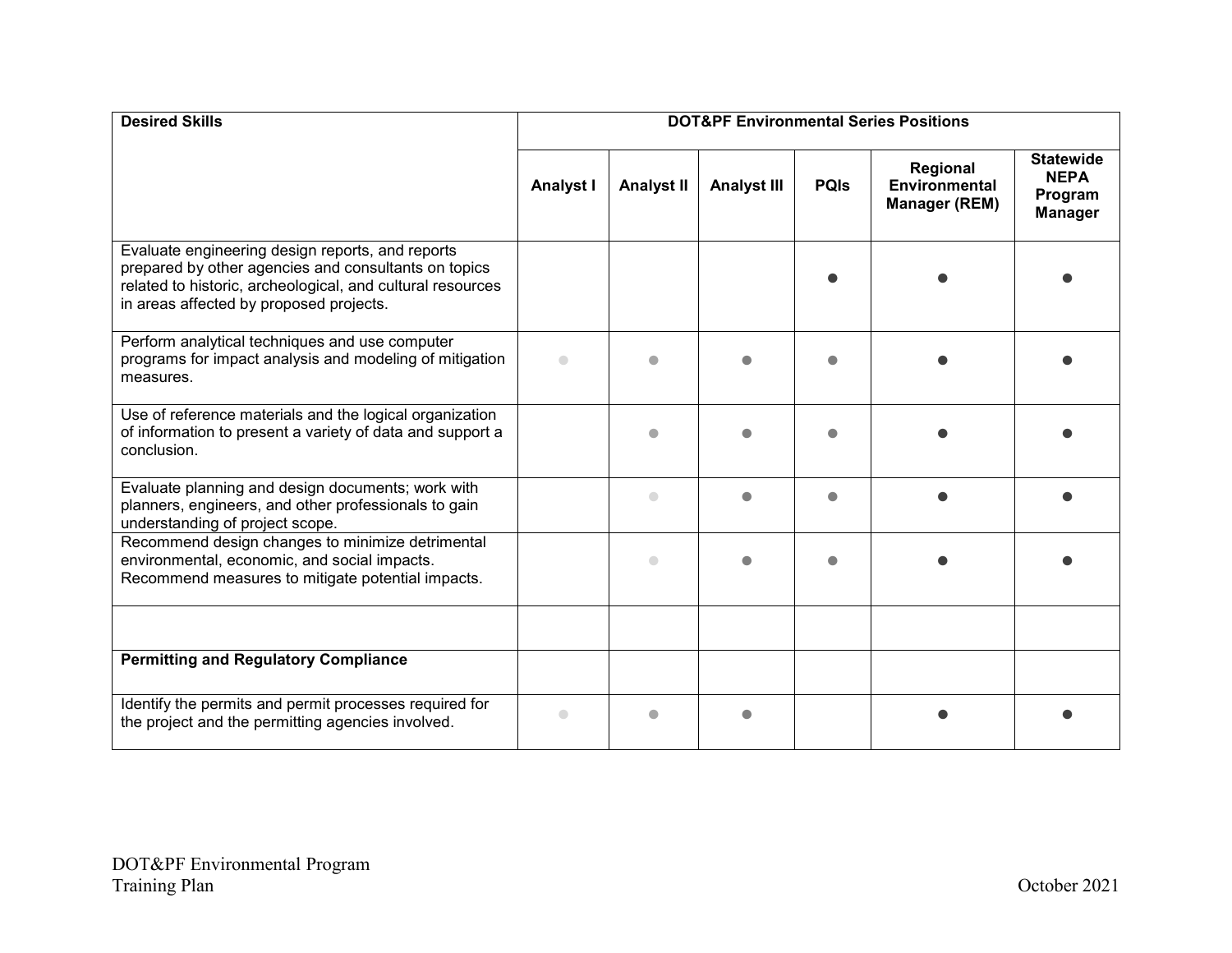| Desired Skills | DOT&PF Environmental Series Positions | | | | | |
|---|---|---|---|---|---|---|
| | Analyst I | Analyst II | Analyst III | PQIs | Regional Environmental Manager (REM) | Statewide NEPA Program Manager |
| Evaluate engineering design reports, and reports prepared by other agencies and consultants on topics related to historic, archeological, and cultural resources in areas affected by proposed projects. | | | | ● | ● | ● |
| Perform analytical techniques and use computer programs for impact analysis and modeling of mitigation measures. | ● | ● | ● | ● | ● | ● |
| Use of reference materials and the logical organization of information to present a variety of data and support a conclusion. | | ● | ● | ● | ● | ● |
| Evaluate planning and design documents; work with planners, engineers, and other professionals to gain understanding of project scope. | | ● | ● | ● | ● | ● |
| Recommend design changes to minimize detrimental environmental, economic, and social impacts. Recommend measures to mitigate potential impacts. | | ● | ● | ● | ● | ● |
| | | | | | | |
| **Permitting and Regulatory Compliance** | | | | | | |
| Identify the permits and permit processes required for the project and the permitting agencies involved. | ● | ● | ● | | ● | ● |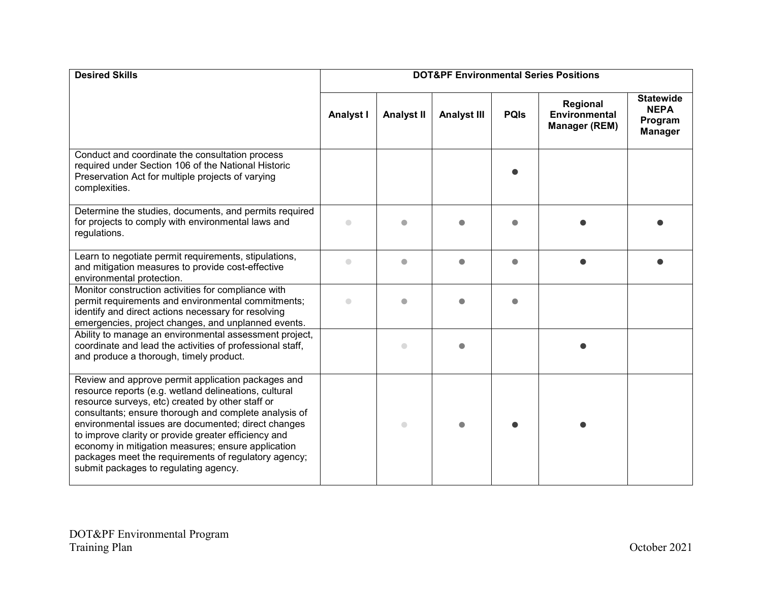| Desired Skills | DOT&PF Environmental Series Positions | | | | | |
|---|---|---|---|---|---|---|
| | Analyst I | Analyst II | Analyst III | PQIs | Regional Environmental Manager (REM) | Statewide NEPA Program Manager |
| Conduct and coordinate the consultation process required under Section 106 of the National Historic Preservation Act for multiple projects of varying complexities. | | | | ● | | |
| Determine the studies, documents, and permits required for projects to comply with environmental laws and regulations. | ● | ● | ● | ● | ● | ● |
| Learn to negotiate permit requirements, stipulations, and mitigation measures to provide cost-effective environmental protection. | ● | ● | ● | ● | ● | ● |
| Monitor construction activities for compliance with permit requirements and environmental commitments; identify and direct actions necessary for resolving emergencies, project changes, and unplanned events. | ● | ● | ● | ● | | |
| Ability to manage an environmental assessment project, coordinate and lead the activities of professional staff, and produce a thorough, timely product. | | ● | ● | | ● | |
| Review and approve permit application packages and resource reports (e.g. wetland delineations, cultural resource surveys, etc) created by other staff or consultants; ensure thorough and complete analysis of environmental issues are documented; direct changes to improve clarity or provide greater efficiency and economy in mitigation measures; ensure application packages meet the requirements of regulatory agency; submit packages to regulating agency. | | ● | ● | ● | ● | |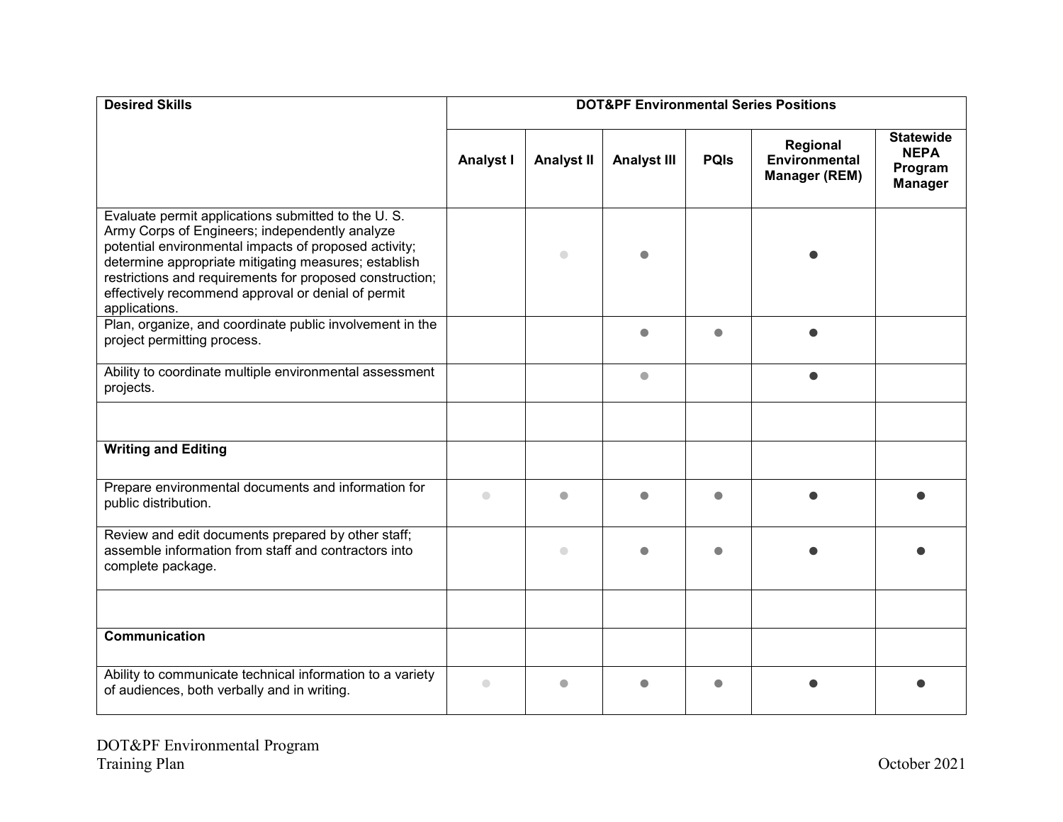| Desired Skills | DOT&PF Environmental Series Positions | | | | | |
|---|---|---|---|---|---|---|
| | Analyst I | Analyst II | Analyst III | PQIs | Regional Environmental Manager (REM) | Statewide NEPA Program Manager |
| Evaluate permit applications submitted to the U. S. Army Corps of Engineers; independently analyze potential environmental impacts of proposed activity; determine appropriate mitigating measures; establish restrictions and requirements for proposed construction; effectively recommend approval or denial of permit applications. | | ● | ● | | ● | |
| Plan, organize, and coordinate public involvement in the project permitting process. | | | ● | ● | ● | |
| Ability to coordinate multiple environmental assessment projects. | | | ● | | ● | |
| | | | | | | |
| **Writing and Editing** | | | | | | |
| Prepare environmental documents and information for public distribution. | ● | ● | ● | ● | ● | ● |
| Review and edit documents prepared by other staff; assemble information from staff and contractors into complete package. | | ● | ● | ● | ● | ● |
| | | | | | | |
| **Communication** | | | | | | |
| Ability to communicate technical information to a variety of audiences, both verbally and in writing. | ● | ● | ● | ● | ● | ● |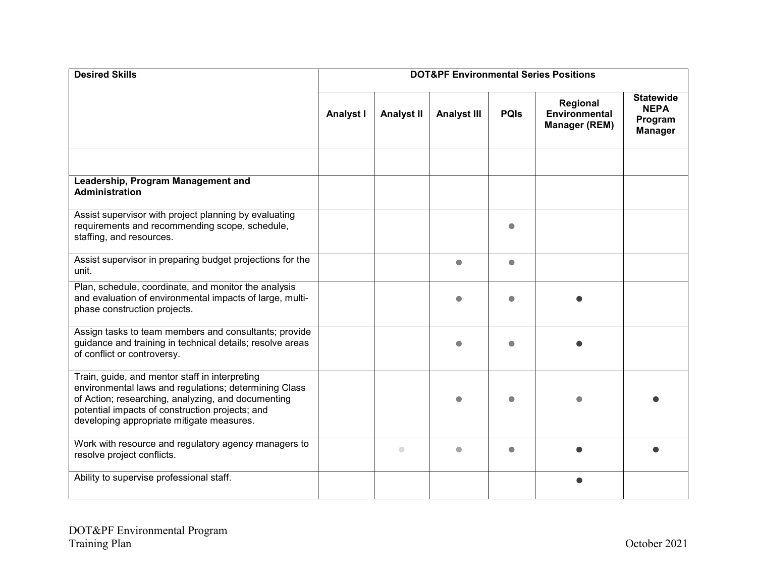| Desired Skills | DOT&PF Environmental Series Positions | | | | | |
|---|---|---|---|---|---|---|
| | Analyst I | Analyst II | Analyst III | PQIs | Regional Environmental Manager (REM) | Statewide NEPA Program Manager |
| | | | | | | |
| **Leadership, Program Management and Administration** | | | | | | |
| Assist supervisor with project planning by evaluating requirements and recommending scope, schedule, staffing, and resources. | | | | ● | | |
| Assist supervisor in preparing budget projections for the unit. | | | ● | ● | | |
| Plan, schedule, coordinate, and monitor the analysis and evaluation of environmental impacts of large, multi-phase construction projects. | | | ● | ● | ● | |
| Assign tasks to team members and consultants; provide guidance and training in technical details; resolve areas of conflict or controversy. | | | ● | ● | ● | |
| Train, guide, and mentor staff in interpreting environmental laws and regulations; determining Class of Action; researching, analyzing, and documenting potential impacts of construction projects; and developing appropriate mitigate measures. | | | ● | ● | ● | ● |
| Work with resource and regulatory agency managers to resolve project conflicts. | | ● | ● | ● | ● | ● |
| Ability to supervise professional staff. | | | | | ● | |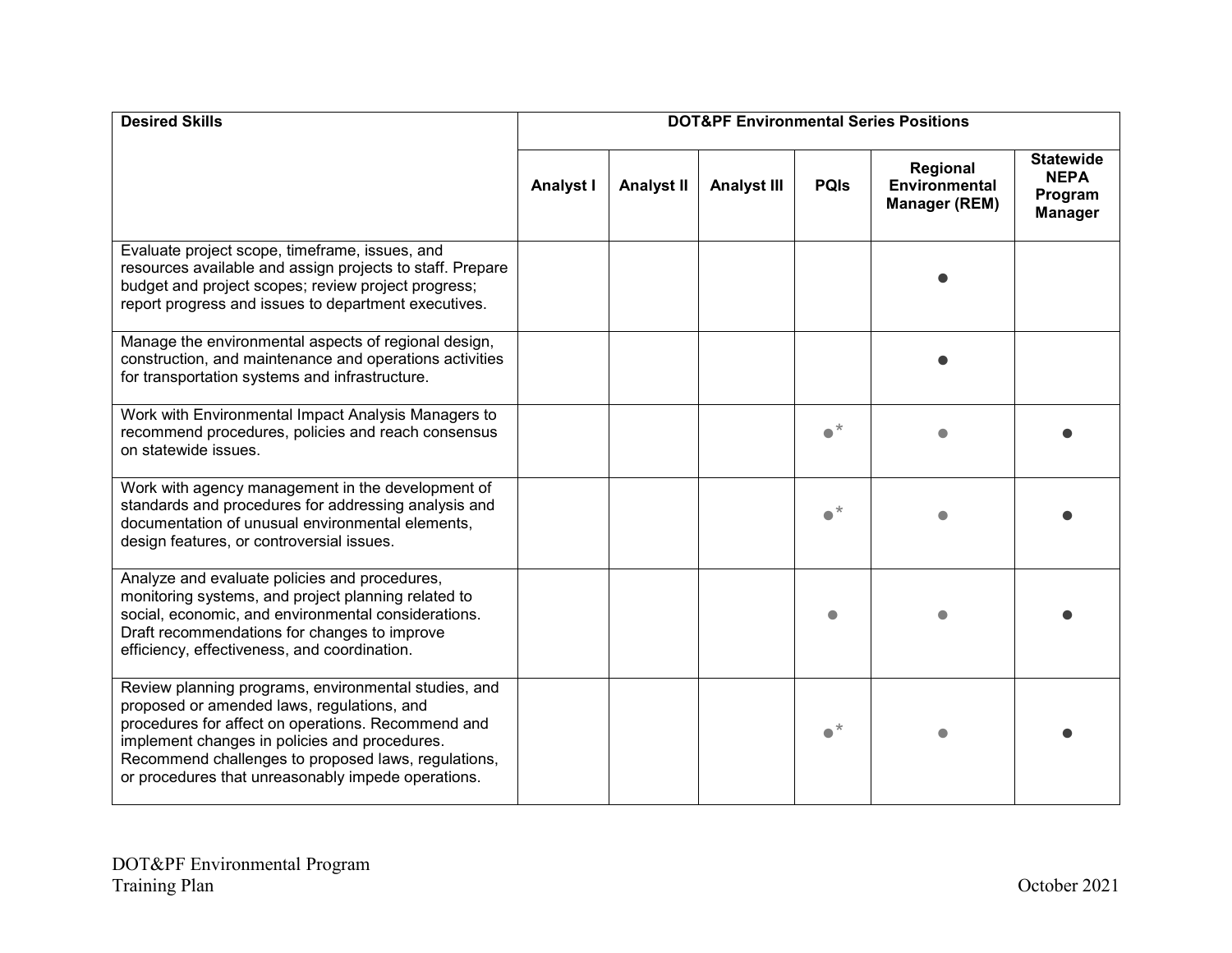| Desired Skills | DOT&PF Environmental Series Positions | | | | | |
|---|---|---|---|---|---|---|
| | Analyst I | Analyst II | Analyst III | PQIs | Regional Environmental Manager (REM) | Statewide NEPA Program Manager |
| Evaluate project scope, timeframe, issues, and resources available and assign projects to staff. Prepare budget and project scopes; review project progress; report progress and issues to department executives. | | | | | ● | |
| Manage the environmental aspects of regional design, construction, and maintenance and operations activities for transportation systems and infrastructure. | | | | | ● | |
| Work with Environmental Impact Analysis Managers to recommend procedures, policies and reach consensus on statewide issues. | | | | ●* | ● | ● |
| Work with agency management in the development of standards and procedures for addressing analysis and documentation of unusual environmental elements, design features, or controversial issues. | | | | ●* | ● | ● |
| Analyze and evaluate policies and procedures, monitoring systems, and project planning related to social, economic, and environmental considerations. Draft recommendations for changes to improve efficiency, effectiveness, and coordination. | | | | ● | ● | ● |
| Review planning programs, environmental studies, and proposed or amended laws, regulations, and procedures for affect on operations. Recommend and implement changes in policies and procedures. Recommend challenges to proposed laws, regulations, or procedures that unreasonably impede operations. | | | | ●* | ● | ● |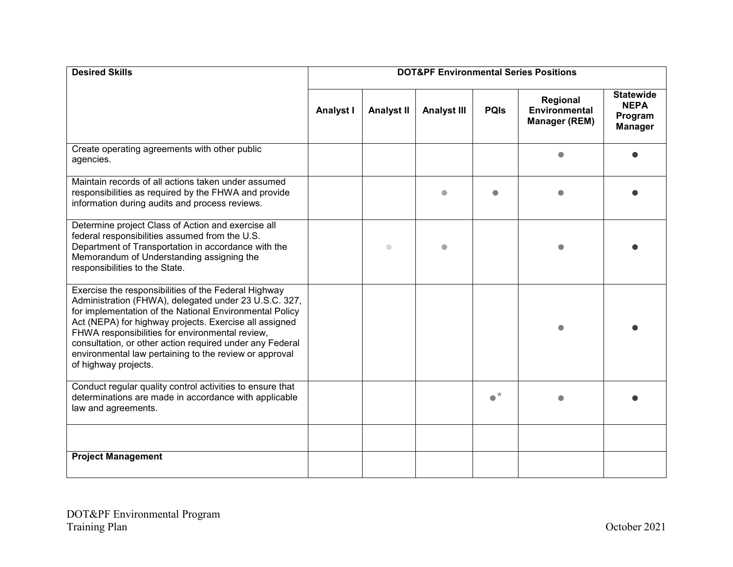| Desired Skills | DOT&PF Environmental Series Positions | | | | | |
|---|---|---|---|---|---|---|
| | Analyst I | Analyst II | Analyst III | PQIs | Regional Environmental Manager (REM) | Statewide NEPA Program Manager |
| Create operating agreements with other public agencies. | | | | | ● | ● |
| Maintain records of all actions taken under assumed responsibilities as required by the FHWA and provide information during audits and process reviews. | | | ● | ● | ● | ● |
| Determine project Class of Action and exercise all federal responsibilities assumed from the U.S. Department of Transportation in accordance with the Memorandum of Understanding assigning the responsibilities to the State. | | ● | ● | | ● | ● |
| Exercise the responsibilities of the Federal Highway Administration (FHWA), delegated under 23 U.S.C. 327, for implementation of the National Environmental Policy Act (NEPA) for highway projects. Exercise all assigned FHWA responsibilities for environmental review, consultation, or other action required under any Federal environmental law pertaining to the review or approval of highway projects. | | | | | ● | ● |
| Conduct regular quality control activities to ensure that determinations are made in accordance with applicable law and agreements. | | | | ●* | ● | ● |
| | | | | | | |
| **Project Management** | | | | | | |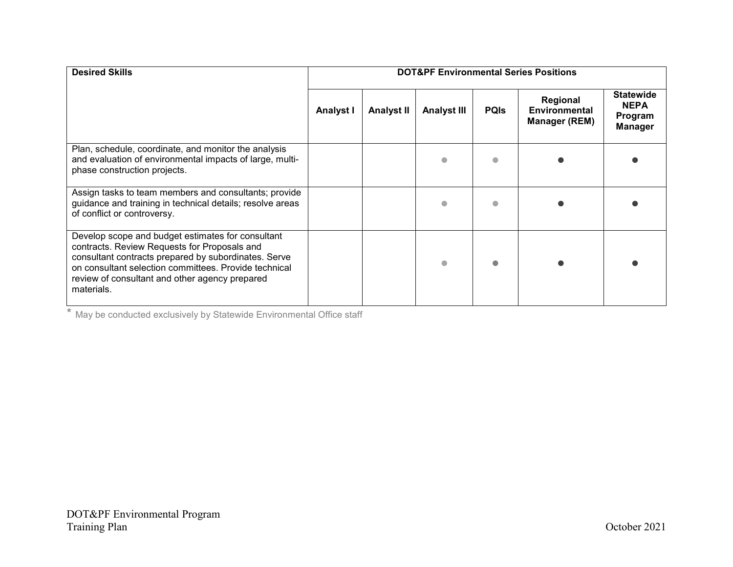| Desired Skills | DOT&PF Environmental Series Positions | | | | | |
|---|---|---|---|---|---|---|
| | Analyst I | Analyst II | Analyst III | PQIs | Regional Environmental Manager (REM) | Statewide NEPA Program Manager |
| Plan, schedule, coordinate, and monitor the analysis and evaluation of environmental impacts of large, multi-phase construction projects. | | | ● | ● | ● | ● |
| Assign tasks to team members and consultants; provide guidance and training in technical details; resolve areas of conflict or controversy. | | | ● | ● | ● | ● |
| Develop scope and budget estimates for consultant contracts. Review Requests for Proposals and consultant contracts prepared by subordinates. Serve on consultant selection committees. Provide technical review of consultant and other agency prepared materials. | | | ● | ● | ● | ● |

* May be conducted exclusively by Statewide Environmental Office staff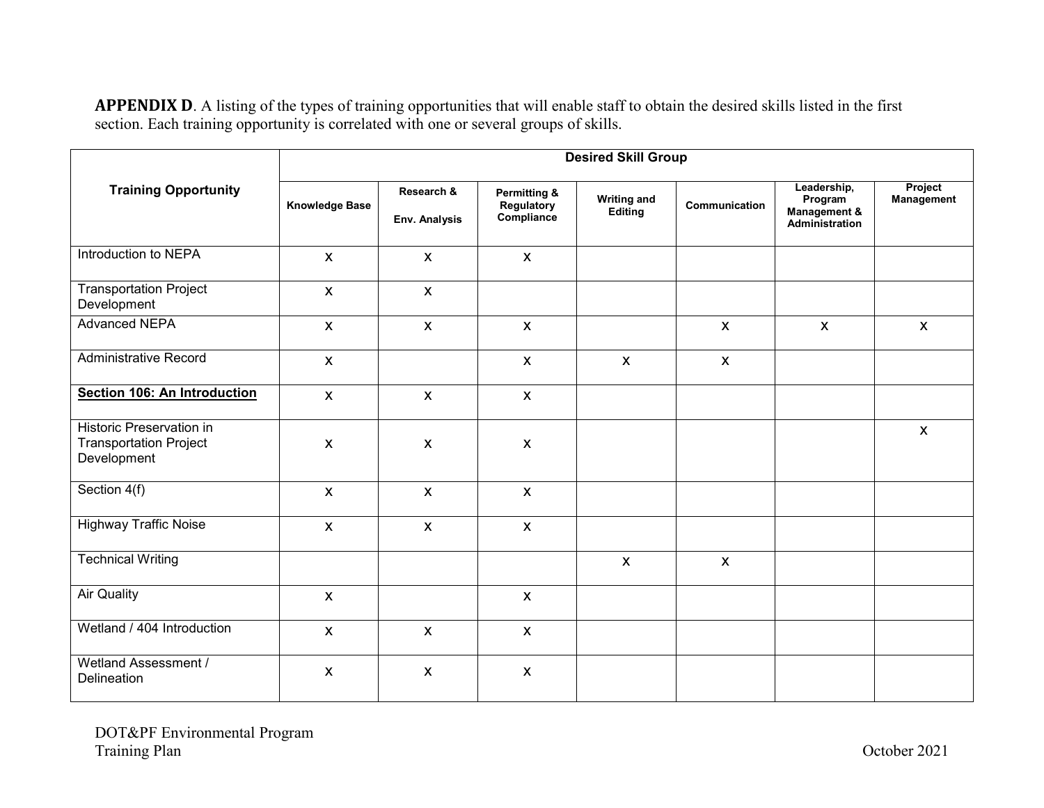**APPENDIX D**. A listing of the types of training opportunities that will enable staff to obtain the desired skills listed in the first section. Each training opportunity is correlated with one or several groups of skills.

| Training Opportunity | Desired Skill Group | | | | | | |
|---|---|---|---|---|---|---|---|
| | Knowledge Base | Research & Env. Analysis | Permitting & Regulatory Compliance | Writing and Editing | Communication | Leadership, Program Management & Administration | Project Management |
| Introduction to NEPA | x | x | x | | | | |
| Transportation Project Development | x | x | | | | | |
| Advanced NEPA | x | x | x | | x | x | x |
| Administrative Record | x | | x | x | x | | |
| **Section 106: An Introduction** | x | x | x | | | | |
| Historic Preservation in Transportation Project Development | x | x | x | | | | x |
| Section 4(f) | x | x | x | | | | |
| Highway Traffic Noise | x | x | x | | | | |
| Technical Writing | | | | x | x | | |
| Air Quality | x | | x | | | | |
| Wetland / 404 Introduction | x | x | x | | | | |
| Wetland Assessment / Delineation | x | x | x | | | | |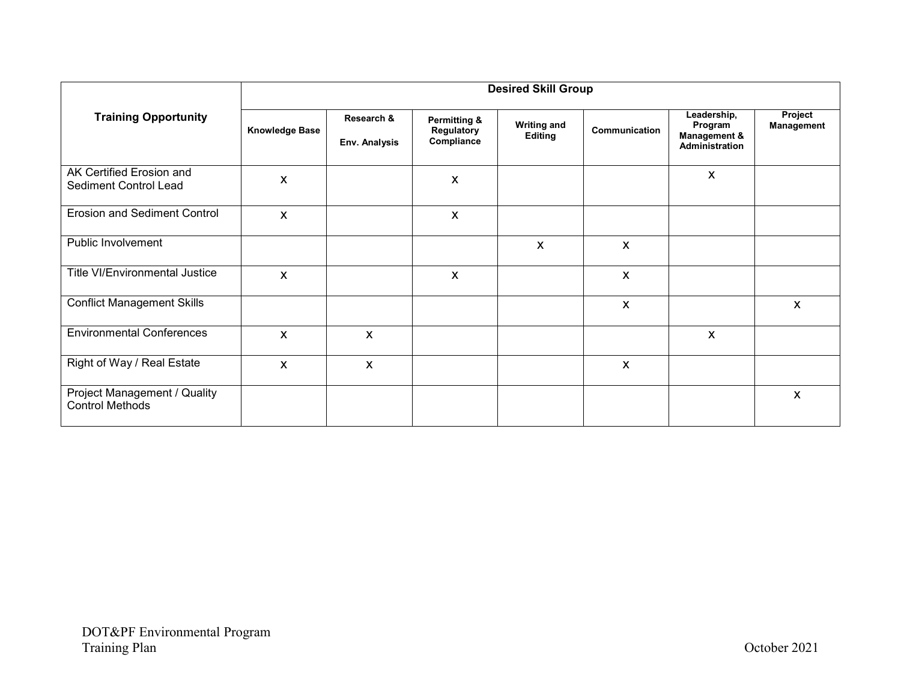| Training Opportunity | Desired Skill Group | | | | | | |
|---|---|---|---|---|---|---|---|
| | Knowledge Base | Research & Env. Analysis | Permitting & Regulatory Compliance | Writing and Editing | Communication | Leadership, Program Management & Administration | Project Management |
| AK Certified Erosion and Sediment Control Lead | x | | x | | | x | |
| Erosion and Sediment Control | x | | x | | | | |
| Public Involvement | | | | x | x | | |
| Title VI/Environmental Justice | x | | x | | x | | |
| Conflict Management Skills | | | | | x | | x |
| Environmental Conferences | x | x | | | | x | |
| Right of Way / Real Estate | x | x | | | x | | |
| Project Management / Quality Control Methods | | | | | | | x |